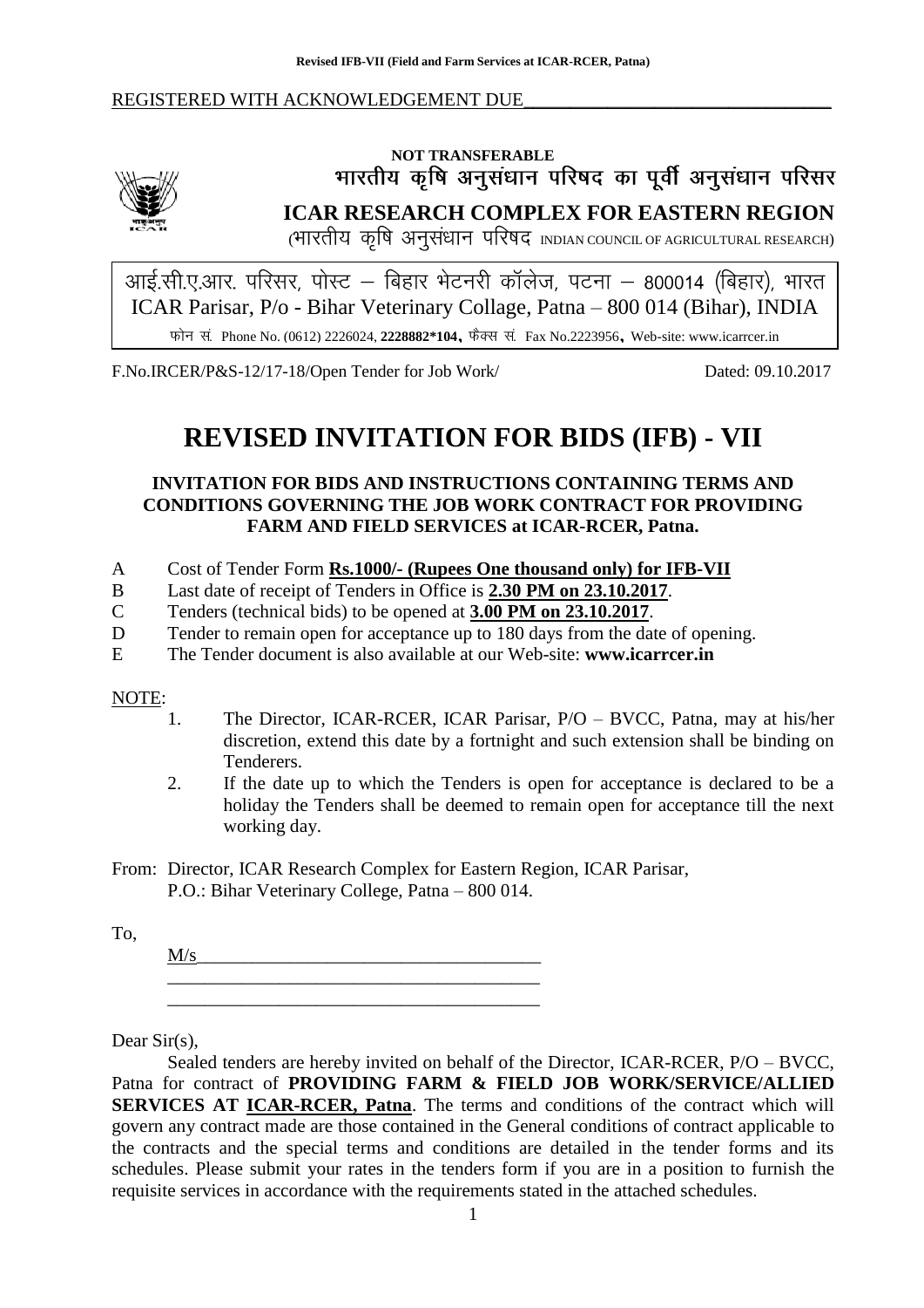REGISTERED WITH ACKNOWLEDGEMENT DUE

**NOT TRANSFERABLE**

**भारतीय कृषि अनुसंधान परिषद का पूर्वी अनुसंधान परिसर**

**ICAR RESEARCH COMPLEX FOR EASTERN REGION**

(भारतीय कृषि अनुसंधान परिषद INDIAN COUNCIL OF AGRICULTURAL RESEARCH)

आई.सी.ए.आर. परिसर, पोस्ट – बिहार भेटनरी कॉलेज, पटना – 800014 (बिहार), भारत
ICAR Parisar, P/o - Bihar Veterinary Collage, Patna – 800 014 (Bihar), INDIA

फोन सं. Phone No. (0612) 2226024, **2228882*104**, फैक्स सं. Fax No.2223956, Web-site: www.icarrcer.in

F.No.IRCER/P&S-12/17-18/Open Tender for Job Work/ Dated: 09.10.2017

# REVISED INVITATION FOR BIDS (IFB) - VII

### INVITATION FOR BIDS AND INSTRUCTIONS CONTAINING TERMS AND CONDITIONS GOVERNING THE JOB WORK CONTRACT FOR PROVIDING FARM AND FIELD SERVICES at ICAR-RCER, Patna.

A Cost of Tender Form **Rs.1000/- (Rupees One thousand only) for IFB-VII**

B Last date of receipt of Tenders in Office is **2.30 PM on 23.10.2017**.

C Tenders (technical bids) to be opened at **3.00 PM on 23.10.2017**.

D Tender to remain open for acceptance up to 180 days from the date of opening.

E The Tender document is also available at our Web-site: **www.icarrcer.in**

NOTE:

1. The Director, ICAR-RCER, ICAR Parisar, P/O – BVCC, Patna, may at his/her discretion, extend this date by a fortnight and such extension shall be binding on Tenderers.
2. If the date up to which the Tenders is open for acceptance is declared to be a holiday the Tenders shall be deemed to remain open for acceptance till the next working day.

From: Director, ICAR Research Complex for Eastern Region, ICAR Parisar, P.O.: Bihar Veterinary College, Patna – 800 014.

To,

M/s_____________________________________

_________________________________________

_________________________________________

Dear Sir(s),

Sealed tenders are hereby invited on behalf of the Director, ICAR-RCER, P/O – BVCC, Patna for contract of **PROVIDING FARM & FIELD JOB WORK/SERVICE/ALLIED SERVICES AT ICAR-RCER, Patna**. The terms and conditions of the contract which will govern any contract made are those contained in the General conditions of contract applicable to the contracts and the special terms and conditions are detailed in the tender forms and its schedules. Please submit your rates in the tenders form if you are in a position to furnish the requisite services in accordance with the requirements stated in the attached schedules.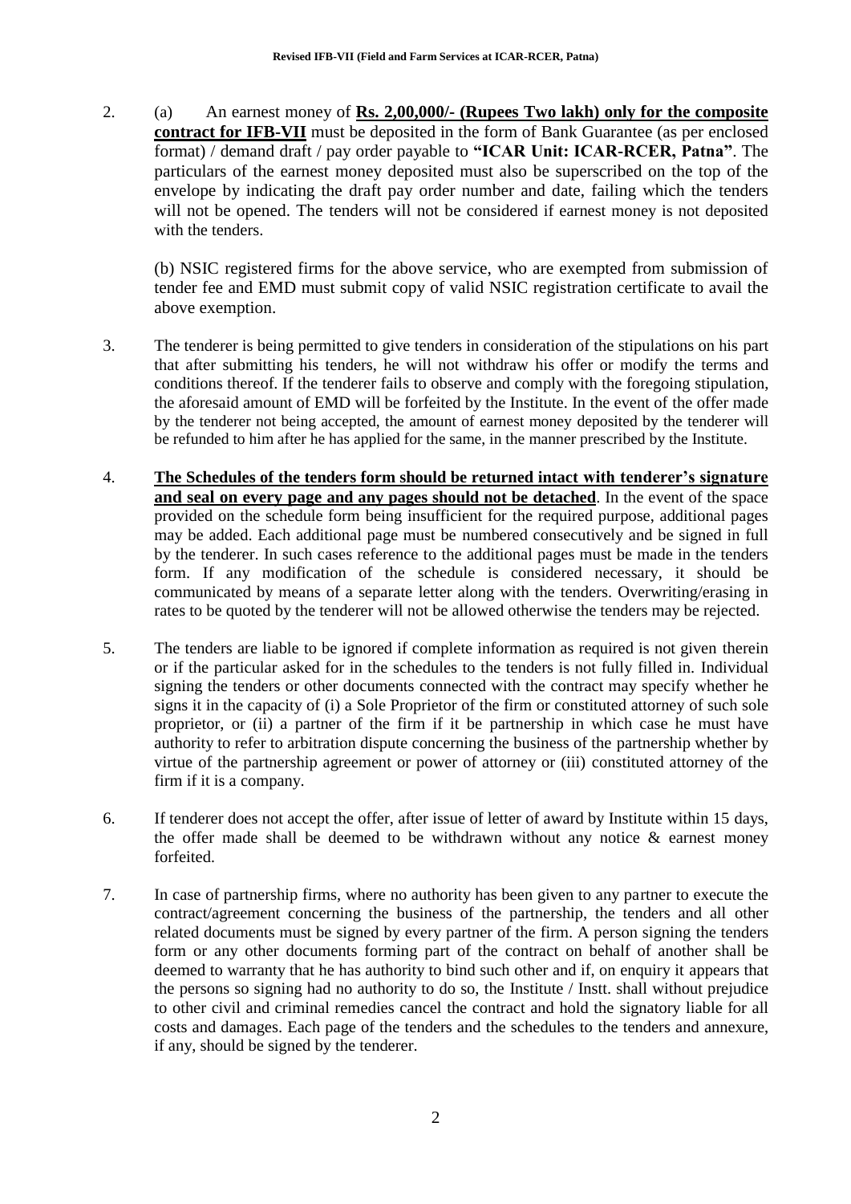2. (a) An earnest money of **Rs. 2,00,000/- (Rupees Two lakh) only for the composite contract for IFB-VII** must be deposited in the form of Bank Guarantee (as per enclosed format) / demand draft / pay order payable to **"ICAR Unit: ICAR-RCER, Patna"**. The particulars of the earnest money deposited must also be superscribed on the top of the envelope by indicating the draft pay order number and date, failing which the tenders will not be opened. The tenders will not be considered if earnest money is not deposited with the tenders.

   (b) NSIC registered firms for the above service, who are exempted from submission of tender fee and EMD must submit copy of valid NSIC registration certificate to avail the above exemption.

3. The tenderer is being permitted to give tenders in consideration of the stipulations on his part that after submitting his tenders, he will not withdraw his offer or modify the terms and conditions thereof. If the tenderer fails to observe and comply with the foregoing stipulation, the aforesaid amount of EMD will be forfeited by the Institute. In the event of the offer made by the tenderer not being accepted, the amount of earnest money deposited by the tenderer will be refunded to him after he has applied for the same, in the manner prescribed by the Institute.

4. **The Schedules of the tenders form should be returned intact with tenderer's signature and seal on every page and any pages should not be detached**. In the event of the space provided on the schedule form being insufficient for the required purpose, additional pages may be added. Each additional page must be numbered consecutively and be signed in full by the tenderer. In such cases reference to the additional pages must be made in the tenders form. If any modification of the schedule is considered necessary, it should be communicated by means of a separate letter along with the tenders. Overwriting/erasing in rates to be quoted by the tenderer will not be allowed otherwise the tenders may be rejected.

5. The tenders are liable to be ignored if complete information as required is not given therein or if the particular asked for in the schedules to the tenders is not fully filled in. Individual signing the tenders or other documents connected with the contract may specify whether he signs it in the capacity of (i) a Sole Proprietor of the firm or constituted attorney of such sole proprietor, or (ii) a partner of the firm if it be partnership in which case he must have authority to refer to arbitration dispute concerning the business of the partnership whether by virtue of the partnership agreement or power of attorney or (iii) constituted attorney of the firm if it is a company.

6. If tenderer does not accept the offer, after issue of letter of award by Institute within 15 days, the offer made shall be deemed to be withdrawn without any notice & earnest money forfeited.

7. In case of partnership firms, where no authority has been given to any partner to execute the contract/agreement concerning the business of the partnership, the tenders and all other related documents must be signed by every partner of the firm. A person signing the tenders form or any other documents forming part of the contract on behalf of another shall be deemed to warranty that he has authority to bind such other and if, on enquiry it appears that the persons so signing had no authority to do so, the Institute / Instt. shall without prejudice to other civil and criminal remedies cancel the contract and hold the signatory liable for all costs and damages. Each page of the tenders and the schedules to the tenders and annexure, if any, should be signed by the tenderer.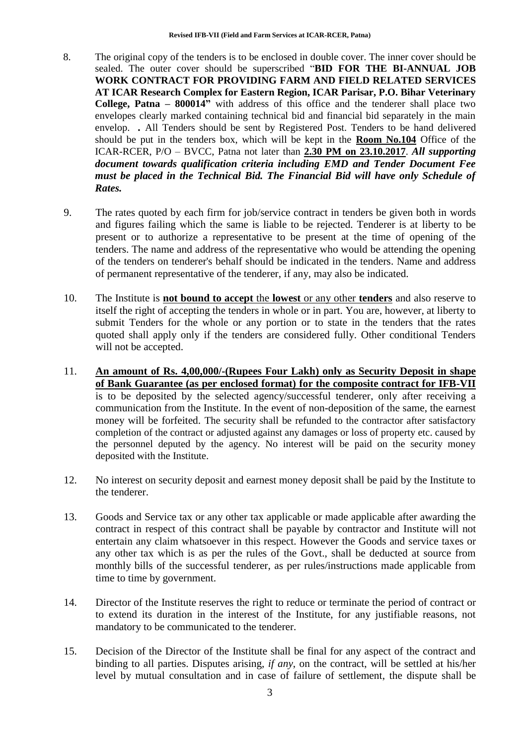8. The original copy of the tenders is to be enclosed in double cover. The inner cover should be sealed. The outer cover should be superscribed "**BID FOR THE BI-ANNUAL JOB WORK CONTRACT FOR PROVIDING FARM AND FIELD RELATED SERVICES AT ICAR Research Complex for Eastern Region, ICAR Parisar, P.O. Bihar Veterinary College, Patna – 800014"** with address of this office and the tenderer shall place two envelopes clearly marked containing technical bid and financial bid separately in the main envelop. **.** All Tenders should be sent by Registered Post. Tenders to be hand delivered should be put in the tenders box, which will be kept in the **Room No.104** Office of the ICAR-RCER, P/O – BVCC, Patna not later than **2.30 PM on 23.10.2017**. ***All supporting document towards qualification criteria including EMD and Tender Document Fee must be placed in the Technical Bid. The Financial Bid will have only Schedule of Rates.***

9. The rates quoted by each firm for job/service contract in tenders be given both in words and figures failing which the same is liable to be rejected. Tenderer is at liberty to be present or to authorize a representative to be present at the time of opening of the tenders. The name and address of the representative who would be attending the opening of the tenders on tenderer's behalf should be indicated in the tenders. Name and address of permanent representative of the tenderer, if any, may also be indicated.

10. The Institute is **not bound to accept** the **lowest** or any other **tenders** and also reserve to itself the right of accepting the tenders in whole or in part. You are, however, at liberty to submit Tenders for the whole or any portion or to state in the tenders that the rates quoted shall apply only if the tenders are considered fully. Other conditional Tenders will not be accepted.

11. **An amount of Rs. 4,00,000/-(Rupees Four Lakh) only as Security Deposit in shape of Bank Guarantee (as per enclosed format) for the composite contract for IFB-VII** is to be deposited by the selected agency/successful tenderer, only after receiving a communication from the Institute. In the event of non-deposition of the same, the earnest money will be forfeited. The security shall be refunded to the contractor after satisfactory completion of the contract or adjusted against any damages or loss of property etc. caused by the personnel deputed by the agency. No interest will be paid on the security money deposited with the Institute.

12. No interest on security deposit and earnest money deposit shall be paid by the Institute to the tenderer.

13. Goods and Service tax or any other tax applicable or made applicable after awarding the contract in respect of this contract shall be payable by contractor and Institute will not entertain any claim whatsoever in this respect. However the Goods and service taxes or any other tax which is as per the rules of the Govt., shall be deducted at source from monthly bills of the successful tenderer, as per rules/instructions made applicable from time to time by government.

14. Director of the Institute reserves the right to reduce or terminate the period of contract or to extend its duration in the interest of the Institute, for any justifiable reasons, not mandatory to be communicated to the tenderer.

15. Decision of the Director of the Institute shall be final for any aspect of the contract and binding to all parties. Disputes arising, *if any*, on the contract, will be settled at his/her level by mutual consultation and in case of failure of settlement, the dispute shall be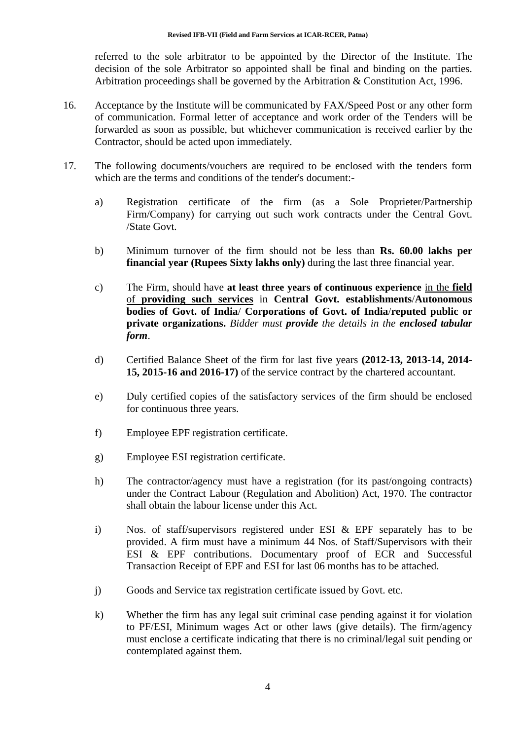referred to the sole arbitrator to be appointed by the Director of the Institute. The decision of the sole Arbitrator so appointed shall be final and binding on the parties. Arbitration proceedings shall be governed by the Arbitration & Constitution Act, 1996.

16. Acceptance by the Institute will be communicated by FAX/Speed Post or any other form of communication. Formal letter of acceptance and work order of the Tenders will be forwarded as soon as possible, but whichever communication is received earlier by the Contractor, should be acted upon immediately.

17. The following documents/vouchers are required to be enclosed with the tenders form which are the terms and conditions of the tender's document:-

    a) Registration certificate of the firm (as a Sole Proprieter/Partnership Firm/Company) for carrying out such work contracts under the Central Govt. /State Govt.

    b) Minimum turnover of the firm should not be less than **Rs. 60.00 lakhs per financial year (Rupees Sixty lakhs only)** during the last three financial year.

    c) The Firm, should have **at least three years of continuous experience** in the **field** of **providing such services** in **Central Govt. establishments**/**Autonomous bodies of Govt. of India**/ **Corporations of Govt. of India**/**reputed public or private organizations.** *Bidder must **provide** the details in the **enclosed tabular form**.*

    d) Certified Balance Sheet of the firm for last five years **(2012-13, 2013-14, 2014-15, 2015-16 and 2016-17)** of the service contract by the chartered accountant.

    e) Duly certified copies of the satisfactory services of the firm should be enclosed for continuous three years.

    f) Employee EPF registration certificate.

    g) Employee ESI registration certificate.

    h) The contractor/agency must have a registration (for its past/ongoing contracts) under the Contract Labour (Regulation and Abolition) Act, 1970. The contractor shall obtain the labour license under this Act.

    i) Nos. of staff/supervisors registered under ESI & EPF separately has to be provided. A firm must have a minimum 44 Nos. of Staff/Supervisors with their ESI & EPF contributions. Documentary proof of ECR and Successful Transaction Receipt of EPF and ESI for last 06 months has to be attached.

    j) Goods and Service tax registration certificate issued by Govt. etc.

    k) Whether the firm has any legal suit criminal case pending against it for violation to PF/ESI, Minimum wages Act or other laws (give details). The firm/agency must enclose a certificate indicating that there is no criminal/legal suit pending or contemplated against them.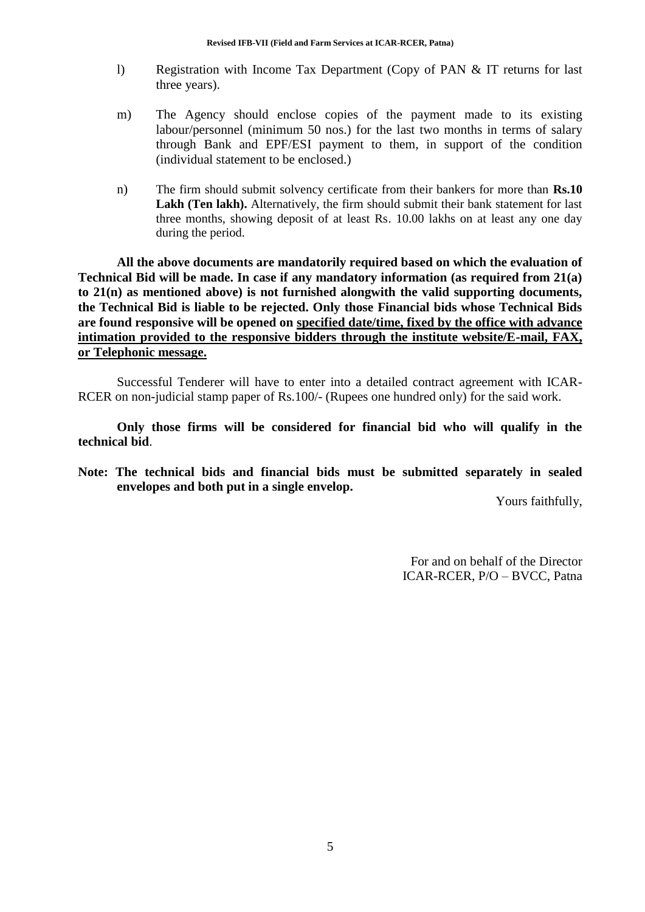l) Registration with Income Tax Department (Copy of PAN & IT returns for last three years).

m) The Agency should enclose copies of the payment made to its existing labour/personnel (minimum 50 nos.) for the last two months in terms of salary through Bank and EPF/ESI payment to them, in support of the condition (individual statement to be enclosed.)

n) The firm should submit solvency certificate from their bankers for more than **Rs.10 Lakh (Ten lakh).** Alternatively, the firm should submit their bank statement for last three months, showing deposit of at least Rs. 10.00 lakhs on at least any one day during the period.

**All the above documents are mandatorily required based on which the evaluation of Technical Bid will be made. In case if any mandatory information (as required from 21(a) to 21(n) as mentioned above) is not furnished alongwith the valid supporting documents, the Technical Bid is liable to be rejected. Only those Financial bids whose Technical Bids are found responsive will be opened on <u>specified date/time, fixed by the office with advance intimation provided to the responsive bidders through the institute website/E-mail, FAX, or Telephonic message.</u>**

Successful Tenderer will have to enter into a detailed contract agreement with ICAR-RCER on non-judicial stamp paper of Rs.100/- (Rupees one hundred only) for the said work.

**Only those firms will be considered for financial bid who will qualify in the technical bid**.

**Note: The technical bids and financial bids must be submitted separately in sealed envelopes and both put in a single envelop.**

Yours faithfully,

For and on behalf of the Director
ICAR-RCER, P/O – BVCC, Patna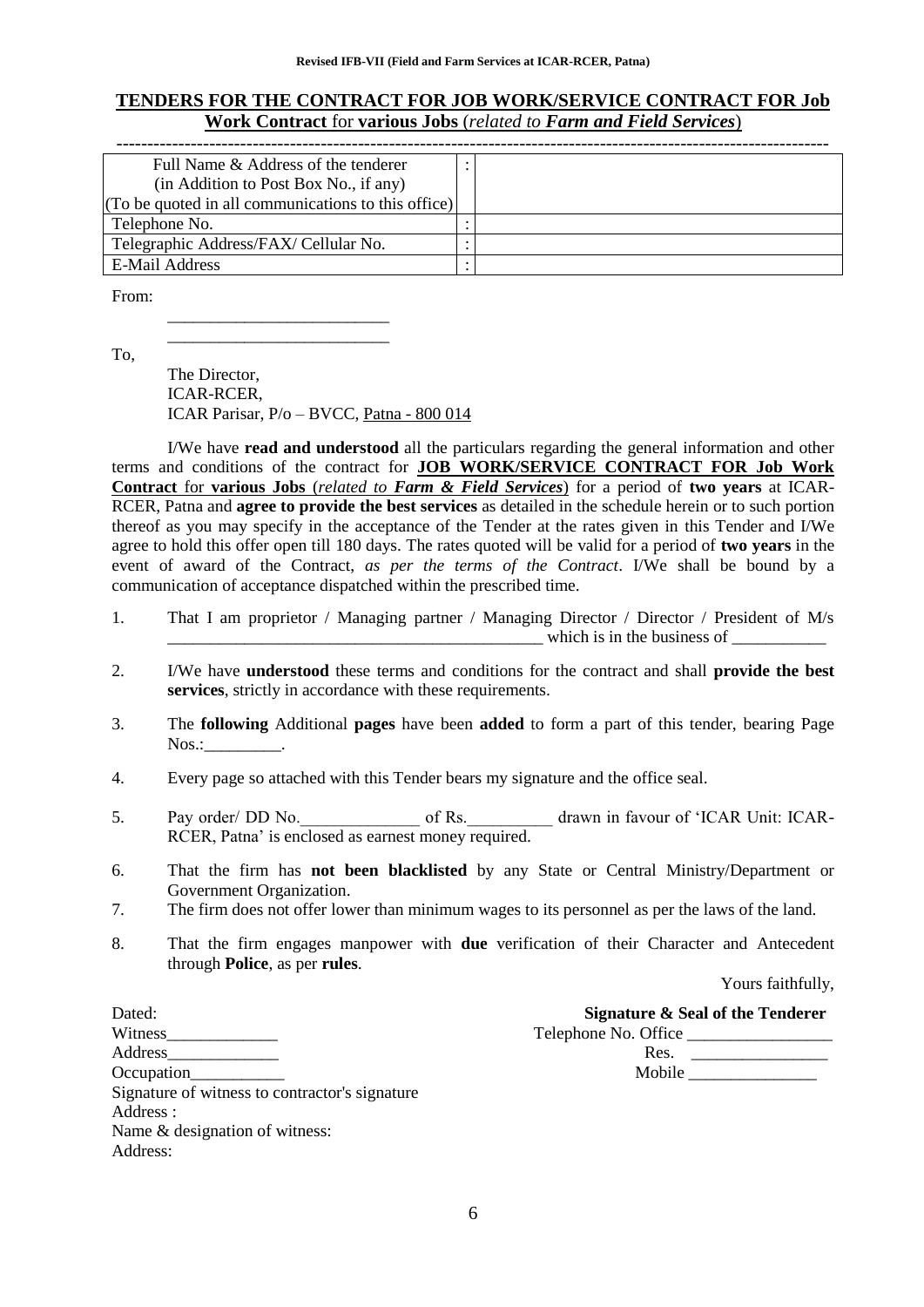**TENDERS FOR THE CONTRACT FOR JOB WORK/SERVICE CONTRACT FOR Job Work Contract for various Jobs (*related to Farm and Field Services*)**

---

| Full Name & Address of the tenderer (in Addition to Post Box No., if any) (To be quoted in all communications to this office) | : | |
|---|---|---|
| Telephone No. | : | |
| Telegraphic Address/FAX/ Cellular No. | : | |
| E-Mail Address | : | |

From:

__________________________

__________________________

To,

The Director,
ICAR-RCER,
ICAR Parisar, P/o – BVCC, Patna - 800 014

I/We have **read and understood** all the particulars regarding the general information and other terms and conditions of the contract for **JOB WORK/SERVICE CONTRACT FOR Job Work Contract** for **various Jobs** (*related to **Farm & Field Services***) for a period of **two years** at ICAR-RCER, Patna and **agree to provide the best services** as detailed in the schedule herein or to such portion thereof as you may specify in the acceptance of the Tender at the rates given in this Tender and I/We agree to hold this offer open till 180 days. The rates quoted will be valid for a period of **two years** in the event of award of the Contract, *as per the terms of the Contract*. I/We shall be bound by a communication of acceptance dispatched within the prescribed time.

1. That I am proprietor / Managing partner / Managing Director / Director / President of M/s _____________________________________________ which is in the business of ___________
2. I/We have **understood** these terms and conditions for the contract and shall **provide the best services**, strictly in accordance with these requirements.
3. The **following** Additional **pages** have been **added** to form a part of this tender, bearing Page Nos.:_________.
4. Every page so attached with this Tender bears my signature and the office seal.
5. Pay order/ DD No.______________ of Rs.__________ drawn in favour of 'ICAR Unit: ICAR-RCER, Patna' is enclosed as earnest money required.
6. That the firm has **not been blacklisted** by any State or Central Ministry/Department or Government Organization.
7. The firm does not offer lower than minimum wages to its personnel as per the laws of the land.
8. That the firm engages manpower with **due** verification of their Character and Antecedent through **Police**, as per **rules**.

Yours faithfully,

Dated:

**Signature & Seal of the Tenderer**

Telephone No. Office _________________

Res. ________________

Mobile _______________

Witness_____________

Address_____________

Occupation___________

Signature of witness to contractor's signature

Address :

Name & designation of witness:

Address: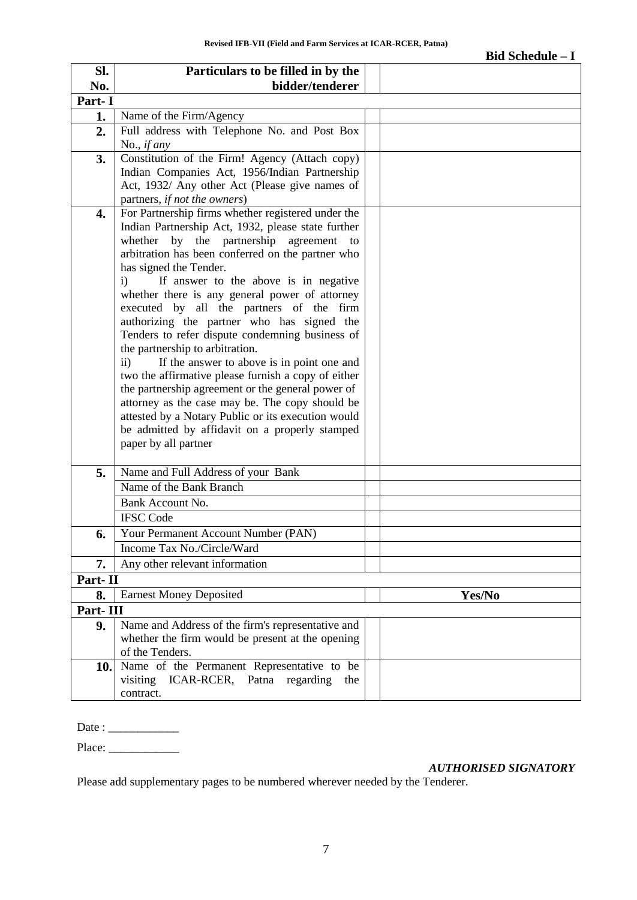**Bid Schedule – I**

| Sl. No. | Particulars to be filled in by the bidder/tenderer | | |
|---|---|---|---|
| **Part- I** | | | |
| **1.** | Name of the Firm/Agency | | |
| **2.** | Full address with Telephone No. and Post Box No., *if any* | | |
| **3.** | Constitution of the Firm! Agency (Attach copy) Indian Companies Act, 1956/Indian Partnership Act, 1932/ Any other Act (Please give names of partners, *if not the owners*) | | |
| **4.** | For Partnership firms whether registered under the Indian Partnership Act, 1932, please state further whether by the partnership agreement to arbitration has been conferred on the partner who has signed the Tender.<br>i) If answer to the above is in negative whether there is any general power of attorney executed by all the partners of the firm authorizing the partner who has signed the Tenders to refer dispute condemning business of the partnership to arbitration.<br>ii) If the answer to above is in point one and two the affirmative please furnish a copy of either the partnership agreement or the general power of attorney as the case may be. The copy should be attested by a Notary Public or its execution would be admitted by affidavit on a properly stamped paper by all partner | | |
| **5.** | Name and Full Address of your Bank | | |
| | Name of the Bank Branch | | |
| | Bank Account No. | | |
| | IFSC Code | | |
| **6.** | Your Permanent Account Number (PAN) | | |
| | Income Tax No./Circle/Ward | | |
| **7.** | Any other relevant information | | |
| **Part- II** | | | |
| **8.** | Earnest Money Deposited | | **Yes/No** |
| **Part- III** | | | |
| **9.** | Name and Address of the firm's representative and whether the firm would be present at the opening of the Tenders. | | |
| **10.** | Name of the Permanent Representative to be visiting ICAR-RCER, Patna regarding the contract. | | |

Date : ____________

Place: ____________

***AUTHORISED SIGNATORY***

Please add supplementary pages to be numbered wherever needed by the Tenderer.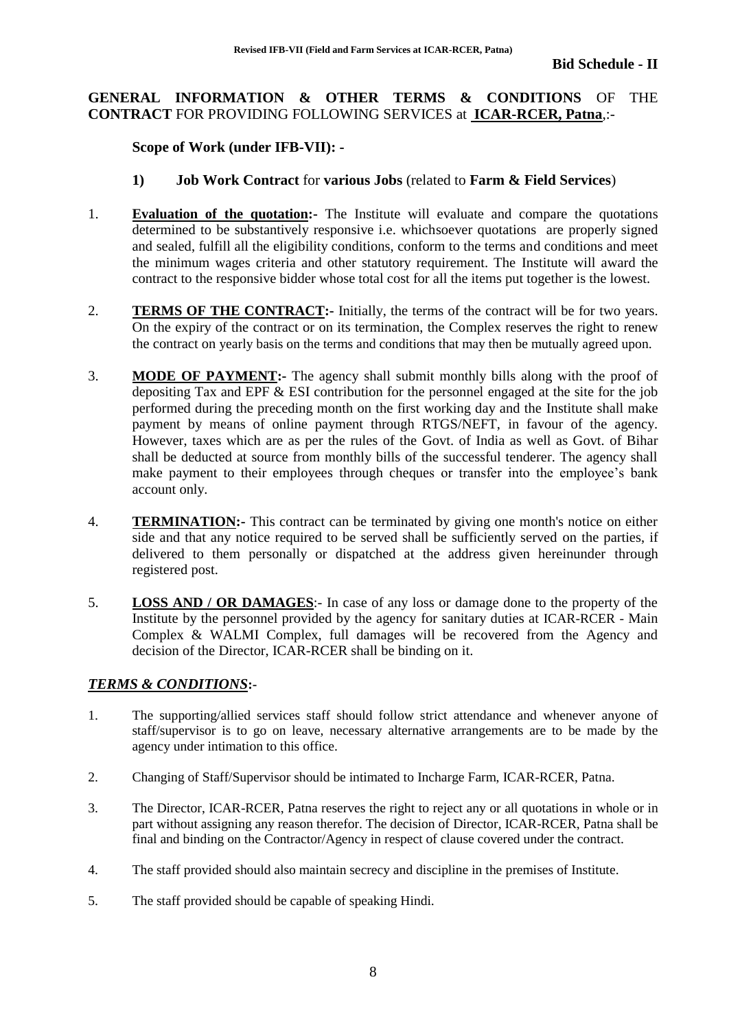**Bid Schedule - II**

**GENERAL INFORMATION & OTHER TERMS & CONDITIONS** OF THE **CONTRACT** FOR PROVIDING FOLLOWING SERVICES at **ICAR-RCER, Patna**,:-

**Scope of Work (under IFB-VII): -**

**1) Job Work Contract** for **various Jobs** (related to **Farm & Field Services**)

1. **Evaluation of the quotation:-** The Institute will evaluate and compare the quotations determined to be substantively responsive i.e. whichsoever quotations are properly signed and sealed, fulfill all the eligibility conditions, conform to the terms and conditions and meet the minimum wages criteria and other statutory requirement. The Institute will award the contract to the responsive bidder whose total cost for all the items put together is the lowest.

2. **TERMS OF THE CONTRACT:-** Initially, the terms of the contract will be for two years. On the expiry of the contract or on its termination, the Complex reserves the right to renew the contract on yearly basis on the terms and conditions that may then be mutually agreed upon.

3. **MODE OF PAYMENT:-** The agency shall submit monthly bills along with the proof of depositing Tax and EPF & ESI contribution for the personnel engaged at the site for the job performed during the preceding month on the first working day and the Institute shall make payment by means of online payment through RTGS/NEFT, in favour of the agency. However, taxes which are as per the rules of the Govt. of India as well as Govt. of Bihar shall be deducted at source from monthly bills of the successful tenderer. The agency shall make payment to their employees through cheques or transfer into the employee's bank account only.

4. **TERMINATION:-** This contract can be terminated by giving one month's notice on either side and that any notice required to be served shall be sufficiently served on the parties, if delivered to them personally or dispatched at the address given hereinunder through registered post.

5. **LOSS AND / OR DAMAGES**:- In case of any loss or damage done to the property of the Institute by the personnel provided by the agency for sanitary duties at ICAR-RCER - Main Complex & WALMI Complex, full damages will be recovered from the Agency and decision of the Director, ICAR-RCER shall be binding on it.

***TERMS & CONDITIONS*:-**

1. The supporting/allied services staff should follow strict attendance and whenever anyone of staff/supervisor is to go on leave, necessary alternative arrangements are to be made by the agency under intimation to this office.

2. Changing of Staff/Supervisor should be intimated to Incharge Farm, ICAR-RCER, Patna.

3. The Director, ICAR-RCER, Patna reserves the right to reject any or all quotations in whole or in part without assigning any reason therefor. The decision of Director, ICAR-RCER, Patna shall be final and binding on the Contractor/Agency in respect of clause covered under the contract.

4. The staff provided should also maintain secrecy and discipline in the premises of Institute.

5. The staff provided should be capable of speaking Hindi.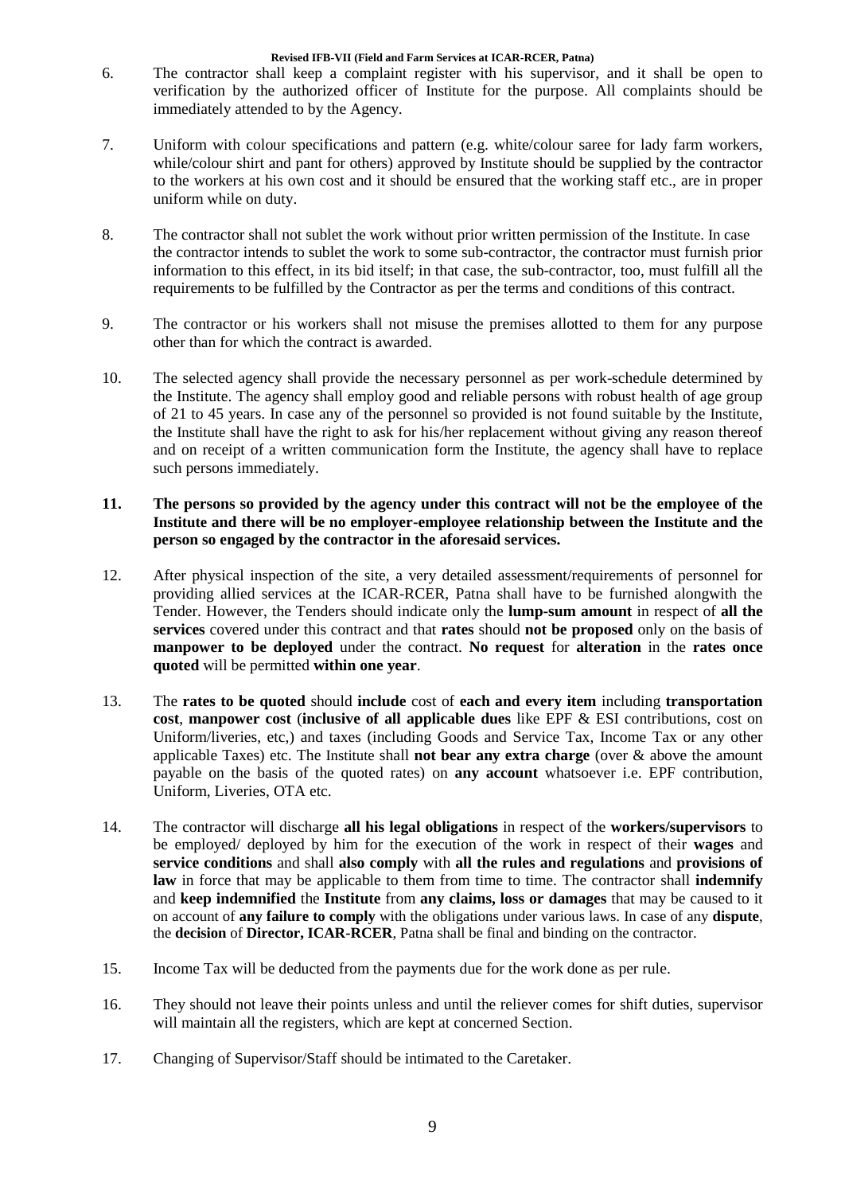6. The contractor shall keep a complaint register with his supervisor, and it shall be open to verification by the authorized officer of Institute for the purpose. All complaints should be immediately attended to by the Agency.

7. Uniform with colour specifications and pattern (e.g. white/colour saree for lady farm workers, while/colour shirt and pant for others) approved by Institute should be supplied by the contractor to the workers at his own cost and it should be ensured that the working staff etc., are in proper uniform while on duty.

8. The contractor shall not sublet the work without prior written permission of the Institute. In case the contractor intends to sublet the work to some sub-contractor, the contractor must furnish prior information to this effect, in its bid itself; in that case, the sub-contractor, too, must fulfill all the requirements to be fulfilled by the Contractor as per the terms and conditions of this contract.

9. The contractor or his workers shall not misuse the premises allotted to them for any purpose other than for which the contract is awarded.

10. The selected agency shall provide the necessary personnel as per work-schedule determined by the Institute. The agency shall employ good and reliable persons with robust health of age group of 21 to 45 years. In case any of the personnel so provided is not found suitable by the Institute, the Institute shall have the right to ask for his/her replacement without giving any reason thereof and on receipt of a written communication form the Institute, the agency shall have to replace such persons immediately.

**11. The persons so provided by the agency under this contract will not be the employee of the Institute and there will be no employer-employee relationship between the Institute and the person so engaged by the contractor in the aforesaid services.**

12. After physical inspection of the site, a very detailed assessment/requirements of personnel for providing allied services at the ICAR-RCER, Patna shall have to be furnished alongwith the Tender. However, the Tenders should indicate only the **lump-sum amount** in respect of **all the services** covered under this contract and that **rates** should **not be proposed** only on the basis of **manpower to be deployed** under the contract. **No request** for **alteration** in the **rates once quoted** will be permitted **within one year**.

13. The **rates to be quoted** should **include** cost of **each and every item** including **transportation cost**, **manpower cost** (**inclusive of all applicable dues** like EPF & ESI contributions, cost on Uniform/liveries, etc,) and taxes (including Goods and Service Tax, Income Tax or any other applicable Taxes) etc. The Institute shall **not bear any extra charge** (over & above the amount payable on the basis of the quoted rates) on **any account** whatsoever i.e. EPF contribution, Uniform, Liveries, OTA etc.

14. The contractor will discharge **all his legal obligations** in respect of the **workers/supervisors** to be employed/ deployed by him for the execution of the work in respect of their **wages** and **service conditions** and shall **also comply** with **all the rules and regulations** and **provisions of law** in force that may be applicable to them from time to time. The contractor shall **indemnify** and **keep indemnified** the **Institute** from **any claims, loss or damages** that may be caused to it on account of **any failure to comply** with the obligations under various laws. In case of any **dispute**, the **decision** of **Director, ICAR-RCER**, Patna shall be final and binding on the contractor.

15. Income Tax will be deducted from the payments due for the work done as per rule.

16. They should not leave their points unless and until the reliever comes for shift duties, supervisor will maintain all the registers, which are kept at concerned Section.

17. Changing of Supervisor/Staff should be intimated to the Caretaker.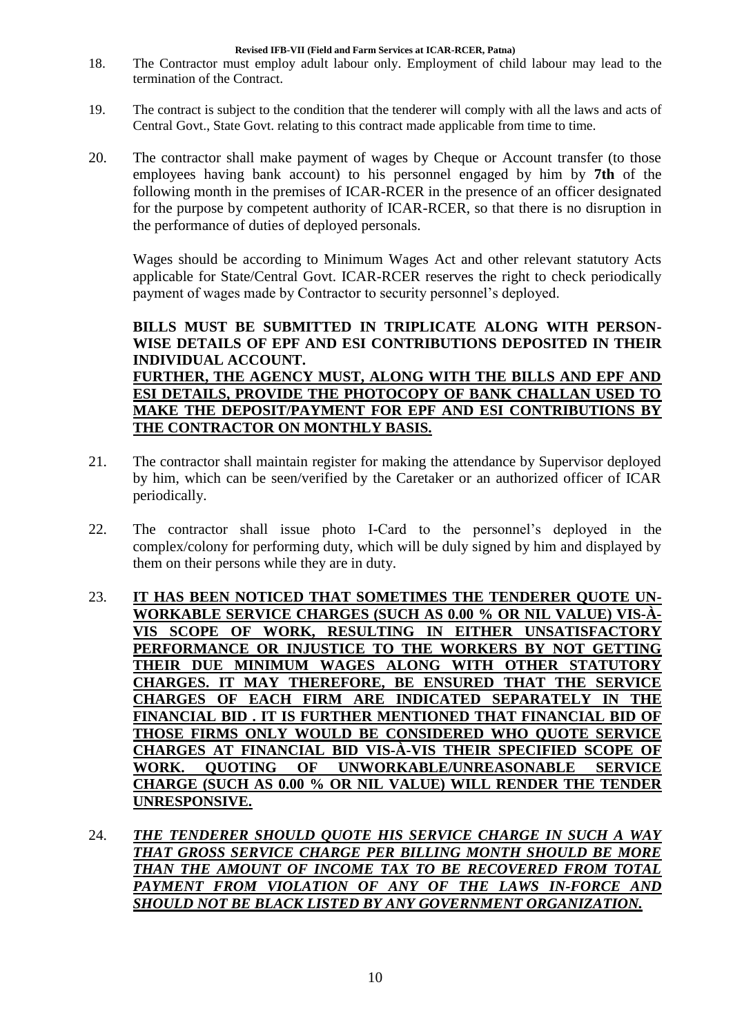18. The Contractor must employ adult labour only. Employment of child labour may lead to the termination of the Contract.

19. The contract is subject to the condition that the tenderer will comply with all the laws and acts of Central Govt., State Govt. relating to this contract made applicable from time to time.

20. The contractor shall make payment of wages by Cheque or Account transfer (to those employees having bank account) to his personnel engaged by him by **7th** of the following month in the premises of ICAR-RCER in the presence of an officer designated for the purpose by competent authority of ICAR-RCER, so that there is no disruption in the performance of duties of deployed personals.

    Wages should be according to Minimum Wages Act and other relevant statutory Acts applicable for State/Central Govt. ICAR-RCER reserves the right to check periodically payment of wages made by Contractor to security personnel's deployed.

    **BILLS MUST BE SUBMITTED IN TRIPLICATE ALONG WITH PERSON-WISE DETAILS OF EPF AND ESI CONTRIBUTIONS DEPOSITED IN THEIR INDIVIDUAL ACCOUNT.**
    **<u>FURTHER, THE AGENCY MUST, ALONG WITH THE BILLS AND EPF AND ESI DETAILS, PROVIDE THE PHOTOCOPY OF BANK CHALLAN USED TO MAKE THE DEPOSIT/PAYMENT FOR EPF AND ESI CONTRIBUTIONS BY THE CONTRACTOR ON MONTHLY BASIS.</u>**

21. The contractor shall maintain register for making the attendance by Supervisor deployed by him, which can be seen/verified by the Caretaker or an authorized officer of ICAR periodically.

22. The contractor shall issue photo I-Card to the personnel's deployed in the complex/colony for performing duty, which will be duly signed by him and displayed by them on their persons while they are in duty.

23. **<u>IT HAS BEEN NOTICED THAT SOMETIMES THE TENDERER QUOTE UN-WORKABLE SERVICE CHARGES (SUCH AS 0.00 % OR NIL VALUE) VIS-À-VIS SCOPE OF WORK, RESULTING IN EITHER UNSATISFACTORY PERFORMANCE OR INJUSTICE TO THE WORKERS BY NOT GETTING THEIR DUE MINIMUM WAGES ALONG WITH OTHER STATUTORY CHARGES. IT MAY THEREFORE, BE ENSURED THAT THE SERVICE CHARGES OF EACH FIRM ARE INDICATED SEPARATELY IN THE FINANCIAL BID . IT IS FURTHER MENTIONED THAT FINANCIAL BID OF THOSE FIRMS ONLY WOULD BE CONSIDERED WHO QUOTE SERVICE CHARGES AT FINANCIAL BID VIS-À-VIS THEIR SPECIFIED SCOPE OF WORK. QUOTING OF UNWORKABLE/UNREASONABLE SERVICE CHARGE (SUCH AS 0.00 % OR NIL VALUE) WILL RENDER THE TENDER UNRESPONSIVE.</u>**

24. ***<u>THE TENDERER SHOULD QUOTE HIS SERVICE CHARGE IN SUCH A WAY THAT GROSS SERVICE CHARGE PER BILLING MONTH SHOULD BE MORE THAN THE AMOUNT OF INCOME TAX TO BE RECOVERED FROM TOTAL PAYMENT FROM VIOLATION OF ANY OF THE LAWS IN-FORCE AND SHOULD NOT BE BLACK LISTED BY ANY GOVERNMENT ORGANIZATION.</u>***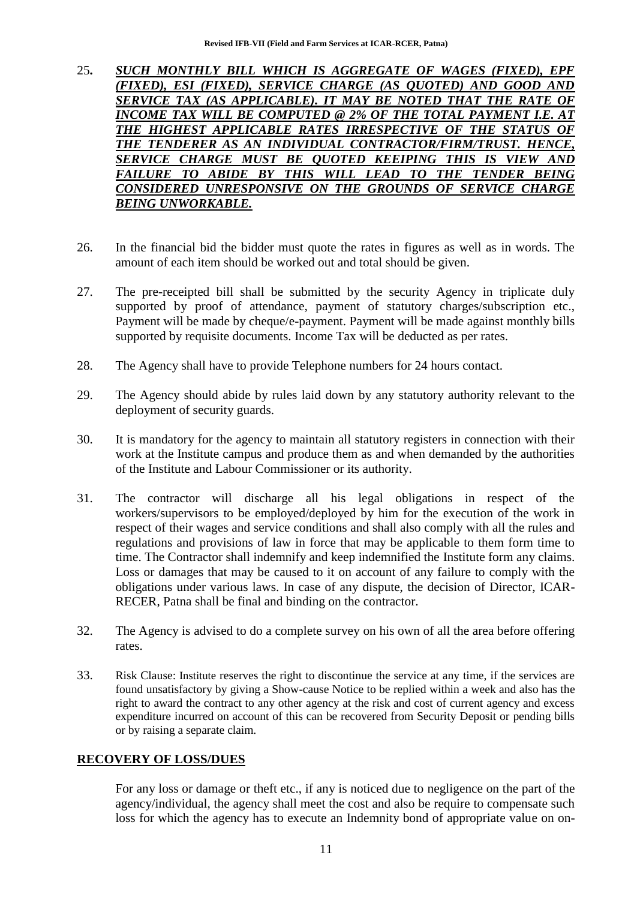25. ***SUCH MONTHLY BILL WHICH IS AGGREGATE OF WAGES (FIXED), EPF (FIXED), ESI (FIXED), SERVICE CHARGE (AS QUOTED) AND GOOD AND SERVICE TAX (AS APPLICABLE). IT MAY BE NOTED THAT THE RATE OF INCOME TAX WILL BE COMPUTED @ 2% OF THE TOTAL PAYMENT I.E. AT THE HIGHEST APPLICABLE RATES IRRESPECTIVE OF THE STATUS OF THE TENDERER AS AN INDIVIDUAL CONTRACTOR/FIRM/TRUST. HENCE, SERVICE CHARGE MUST BE QUOTED KEEIPING THIS IS VIEW AND FAILURE TO ABIDE BY THIS WILL LEAD TO THE TENDER BEING CONSIDERED UNRESPONSIVE ON THE GROUNDS OF SERVICE CHARGE BEING UNWORKABLE.***

26. In the financial bid the bidder must quote the rates in figures as well as in words. The amount of each item should be worked out and total should be given.

27. The pre-receipted bill shall be submitted by the security Agency in triplicate duly supported by proof of attendance, payment of statutory charges/subscription etc., Payment will be made by cheque/e-payment. Payment will be made against monthly bills supported by requisite documents. Income Tax will be deducted as per rates.

28. The Agency shall have to provide Telephone numbers for 24 hours contact.

29. The Agency should abide by rules laid down by any statutory authority relevant to the deployment of security guards.

30. It is mandatory for the agency to maintain all statutory registers in connection with their work at the Institute campus and produce them as and when demanded by the authorities of the Institute and Labour Commissioner or its authority.

31. The contractor will discharge all his legal obligations in respect of the workers/supervisors to be employed/deployed by him for the execution of the work in respect of their wages and service conditions and shall also comply with all the rules and regulations and provisions of law in force that may be applicable to them form time to time. The Contractor shall indemnify and keep indemnified the Institute form any claims. Loss or damages that may be caused to it on account of any failure to comply with the obligations under various laws. In case of any dispute, the decision of Director, ICAR-RECER, Patna shall be final and binding on the contractor.

32. The Agency is advised to do a complete survey on his own of all the area before offering rates.

33. Risk Clause: Institute reserves the right to discontinue the service at any time, if the services are found unsatisfactory by giving a Show-cause Notice to be replied within a week and also has the right to award the contract to any other agency at the risk and cost of current agency and excess expenditure incurred on account of this can be recovered from Security Deposit or pending bills or by raising a separate claim.

## RECOVERY OF LOSS/DUES

For any loss or damage or theft etc., if any is noticed due to negligence on the part of the agency/individual, the agency shall meet the cost and also be require to compensate such loss for which the agency has to execute an Indemnity bond of appropriate value on on-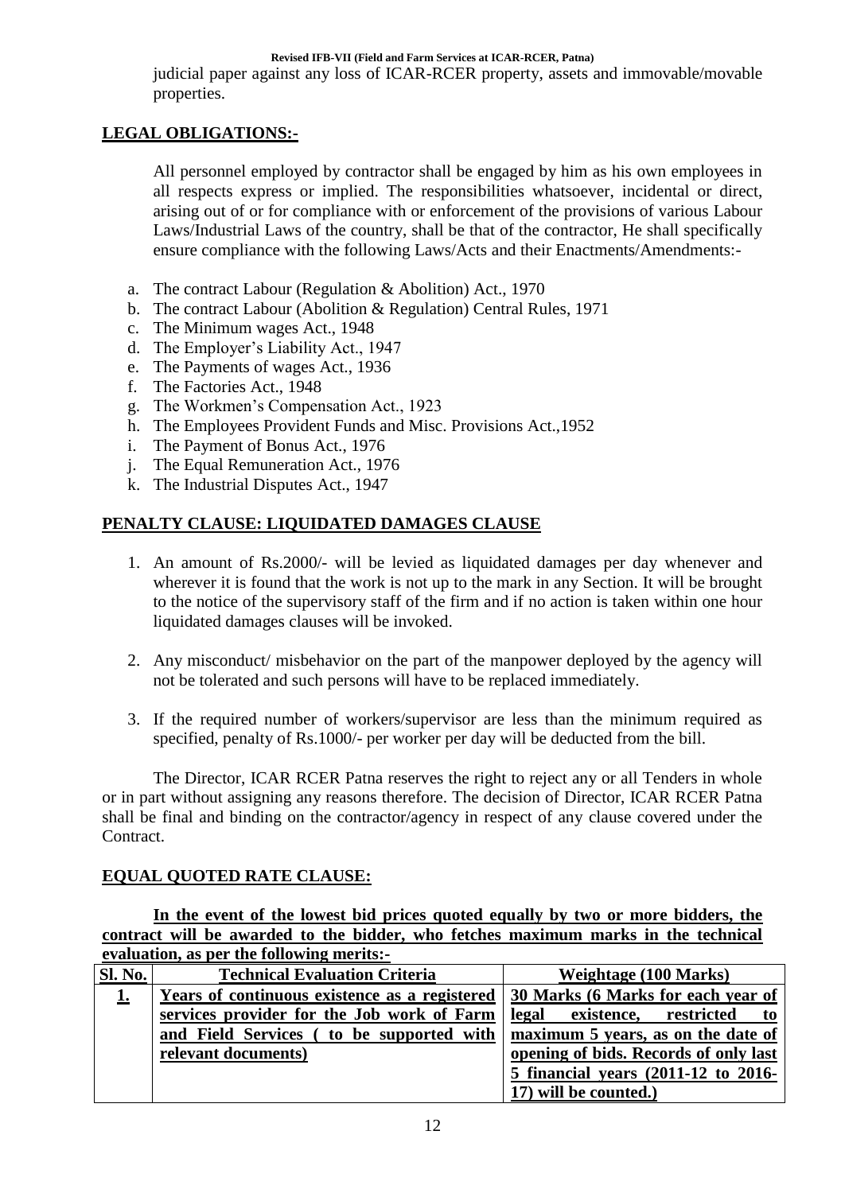judicial paper against any loss of ICAR-RCER property, assets and immovable/movable properties.

## LEGAL OBLIGATIONS:-

All personnel employed by contractor shall be engaged by him as his own employees in all respects express or implied. The responsibilities whatsoever, incidental or direct, arising out of or for compliance with or enforcement of the provisions of various Labour Laws/Industrial Laws of the country, shall be that of the contractor, He shall specifically ensure compliance with the following Laws/Acts and their Enactments/Amendments:-

a. The contract Labour (Regulation & Abolition) Act., 1970
b. The contract Labour (Abolition & Regulation) Central Rules, 1971
c. The Minimum wages Act., 1948
d. The Employer's Liability Act., 1947
e. The Payments of wages Act., 1936
f. The Factories Act., 1948
g. The Workmen's Compensation Act., 1923
h. The Employees Provident Funds and Misc. Provisions Act.,1952
i. The Payment of Bonus Act., 1976
j. The Equal Remuneration Act., 1976
k. The Industrial Disputes Act., 1947

## PENALTY CLAUSE: LIQUIDATED DAMAGES CLAUSE

1. An amount of Rs.2000/- will be levied as liquidated damages per day whenever and wherever it is found that the work is not up to the mark in any Section. It will be brought to the notice of the supervisory staff of the firm and if no action is taken within one hour liquidated damages clauses will be invoked.

2. Any misconduct/ misbehavior on the part of the manpower deployed by the agency will not be tolerated and such persons will have to be replaced immediately.

3. If the required number of workers/supervisor are less than the minimum required as specified, penalty of Rs.1000/- per worker per day will be deducted from the bill.

The Director, ICAR RCER Patna reserves the right to reject any or all Tenders in whole or in part without assigning any reasons therefore. The decision of Director, ICAR RCER Patna shall be final and binding on the contractor/agency in respect of any clause covered under the Contract.

## EQUAL QUOTED RATE CLAUSE:

**In the event of the lowest bid prices quoted equally by two or more bidders, the contract will be awarded to the bidder, who fetches maximum marks in the technical evaluation, as per the following merits:-**

| Sl. No. | Technical Evaluation Criteria | Weightage (100 Marks) |
|---|---|---|
| **1.** | **Years of continuous existence as a registered services provider for the Job work of Farm and Field Services ( to be supported with relevant documents)** | **30 Marks (6 Marks for each year of legal existence, restricted to maximum 5 years, as on the date of opening of bids. Records of only last 5 financial years (2011-12 to 2016-17) will be counted.)** |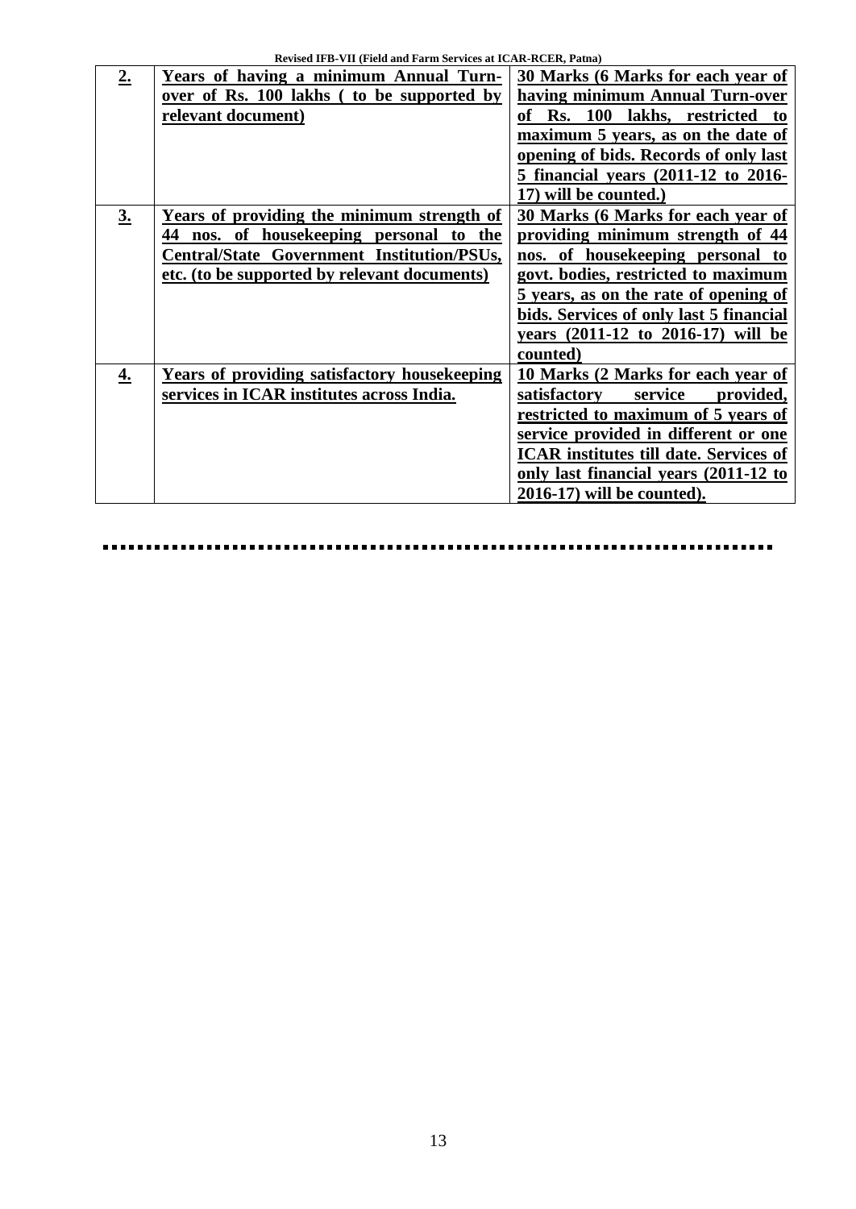| **2.** | **Years of having a minimum Annual Turn-over of Rs. 100 lakhs ( to be supported by relevant document)** | **30 Marks (6 Marks for each year of having minimum Annual Turn-over of Rs. 100 lakhs, restricted to maximum 5 years, as on the date of opening of bids. Records of only last 5 financial years (2011-12 to 2016-17) will be counted.)** |
|---|---|---|
| **3.** | **Years of providing the minimum strength of 44 nos. of housekeeping personal to the Central/State Government Institution/PSUs, etc. (to be supported by relevant documents)** | **30 Marks (6 Marks for each year of providing minimum strength of 44 nos. of housekeeping personal to govt. bodies, restricted to maximum 5 years, as on the rate of opening of bids. Services of only last 5 financial years (2011-12 to 2016-17) will be counted)** |
| **4.** | **Years of providing satisfactory housekeeping services in ICAR institutes across India.** | **10 Marks (2 Marks for each year of satisfactory service provided, restricted to maximum of 5 years of service provided in different or one ICAR institutes till date. Services of only last financial years (2011-12 to 2016-17) will be counted).** |

................................................................................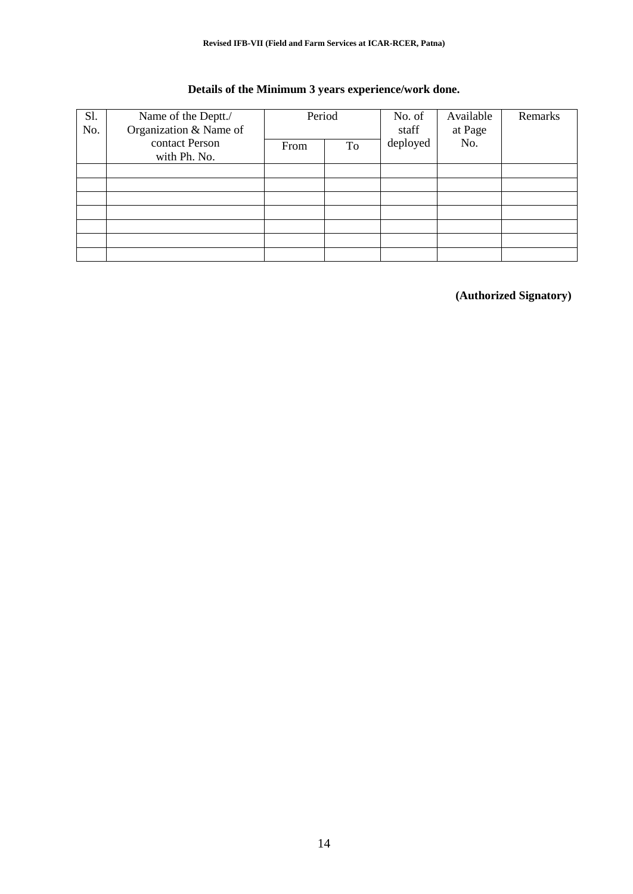**Details of the Minimum 3 years experience/work done.**

| Sl. No. | Name of the Deptt./ Organization & Name of contact Person with Ph. No. | Period | | No. of staff deployed | Available at Page No. | Remarks |
|---|---|---|---|---|---|---|
| | | From | To | | | |
| | | | | | | |
| | | | | | | |
| | | | | | | |
| | | | | | | |
| | | | | | | |
| | | | | | | |
| | | | | | | |

**(Authorized Signatory)**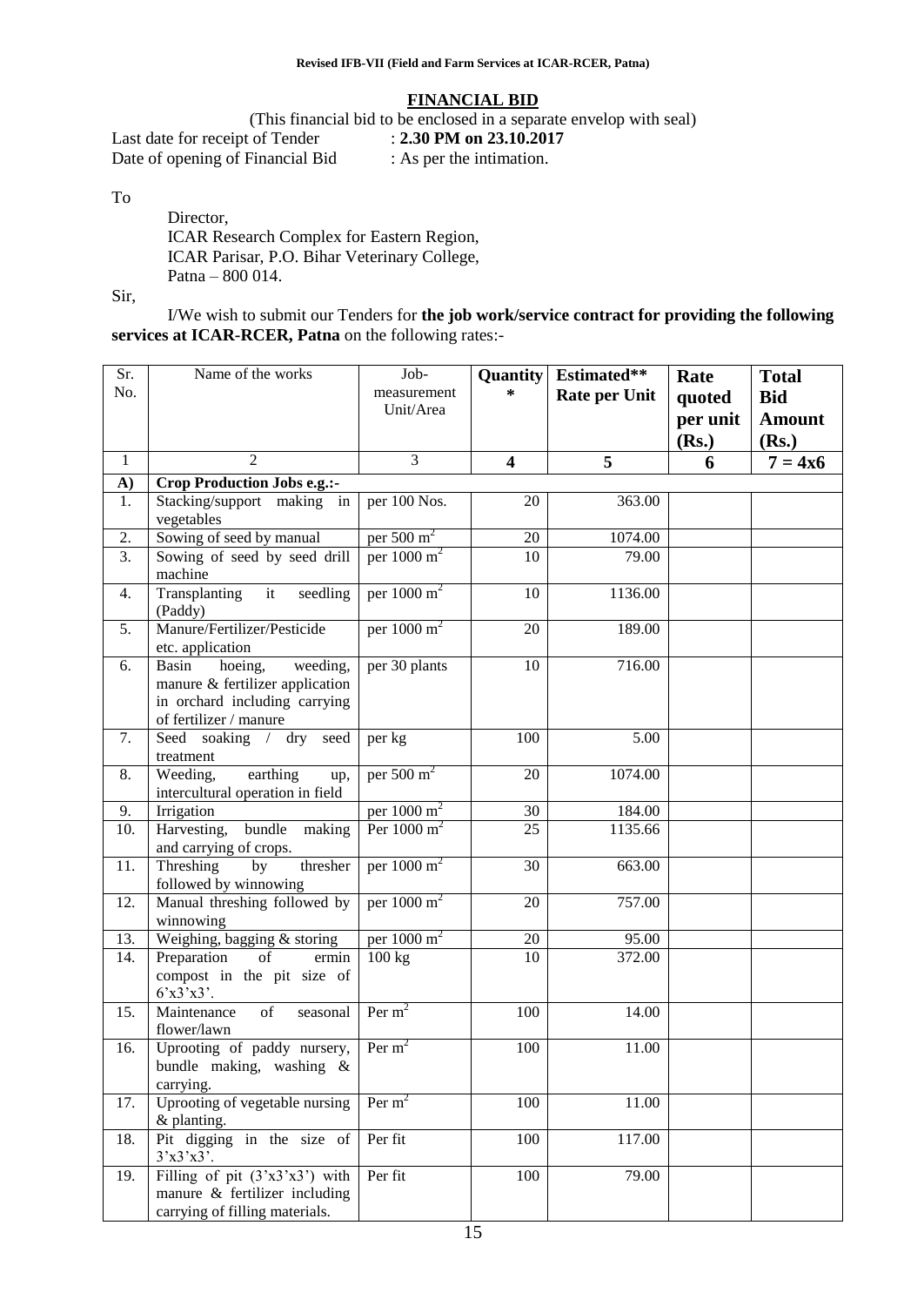## FINANCIAL BID

(This financial bid to be enclosed in a separate envelop with seal)

Last date for receipt of Tender : **2.30 PM on 23.10.2017**
Date of opening of Financial Bid : As per the intimation.

To

Director,
ICAR Research Complex for Eastern Region,
ICAR Parisar, P.O. Bihar Veterinary College,
Patna – 800 014.

Sir,

I/We wish to submit our Tenders for **the job work/service contract for providing the following services at ICAR-RCER, Patna** on the following rates:-

| Sr. No. | Name of the works | Job-measurement Unit/Area | **Quantity *** | **Estimated** Rate per Unit** | **Rate quoted per unit (Rs.)** | **Total Bid Amount (Rs.)** |
|---|---|---|---|---|---|---|
| 1 | 2 | 3 | **4** | **5** | **6** | **7 = 4x6** |
| **A)** | **Crop Production Jobs e.g.:-** | | | | | |
| 1. | Stacking/support making in vegetables | per 100 Nos. | 20 | 363.00 | | |
| 2. | Sowing of seed by manual | per 500 $m^2$ | 20 | 1074.00 | | |
| 3. | Sowing of seed by seed drill machine | per 1000 $m^2$ | 10 | 79.00 | | |
| 4. | Transplanting it seedling (Paddy) | per 1000 $m^2$ | 10 | 1136.00 | | |
| 5. | Manure/Fertilizer/Pesticide etc. application | per 1000 $m^2$ | 20 | 189.00 | | |
| 6. | Basin hoeing, weeding, manure & fertilizer application in orchard including carrying of fertilizer / manure | per 30 plants | 10 | 716.00 | | |
| 7. | Seed soaking / dry seed treatment | per kg | 100 | 5.00 | | |
| 8. | Weeding, earthing up, intercultural operation in field | per 500 $m^2$ | 20 | 1074.00 | | |
| 9. | Irrigation | per 1000 $m^2$ | 30 | 184.00 | | |
| 10. | Harvesting, bundle making and carrying of crops. | Per 1000 $m^2$ | 25 | 1135.66 | | |
| 11. | Threshing by thresher followed by winnowing | per 1000 $m^2$ | 30 | 663.00 | | |
| 12. | Manual threshing followed by winnowing | per 1000 $m^2$ | 20 | 757.00 | | |
| 13. | Weighing, bagging & storing | per 1000 $m^2$ | 20 | 95.00 | | |
| 14. | Preparation of ermin compost in the pit size of 6'x3'x3'. | 100 kg | 10 | 372.00 | | |
| 15. | Maintenance of seasonal flower/lawn | Per $m^2$ | 100 | 14.00 | | |
| 16. | Uprooting of paddy nursery, bundle making, washing & carrying. | Per $m^2$ | 100 | 11.00 | | |
| 17. | Uprooting of vegetable nursing & planting. | Per $m^2$ | 100 | 11.00 | | |
| 18. | Pit digging in the size of 3'x3'x3'. | Per fit | 100 | 117.00 | | |
| 19. | Filling of pit (3'x3'x3') with manure & fertilizer including carrying of filling materials. | Per fit | 100 | 79.00 | | |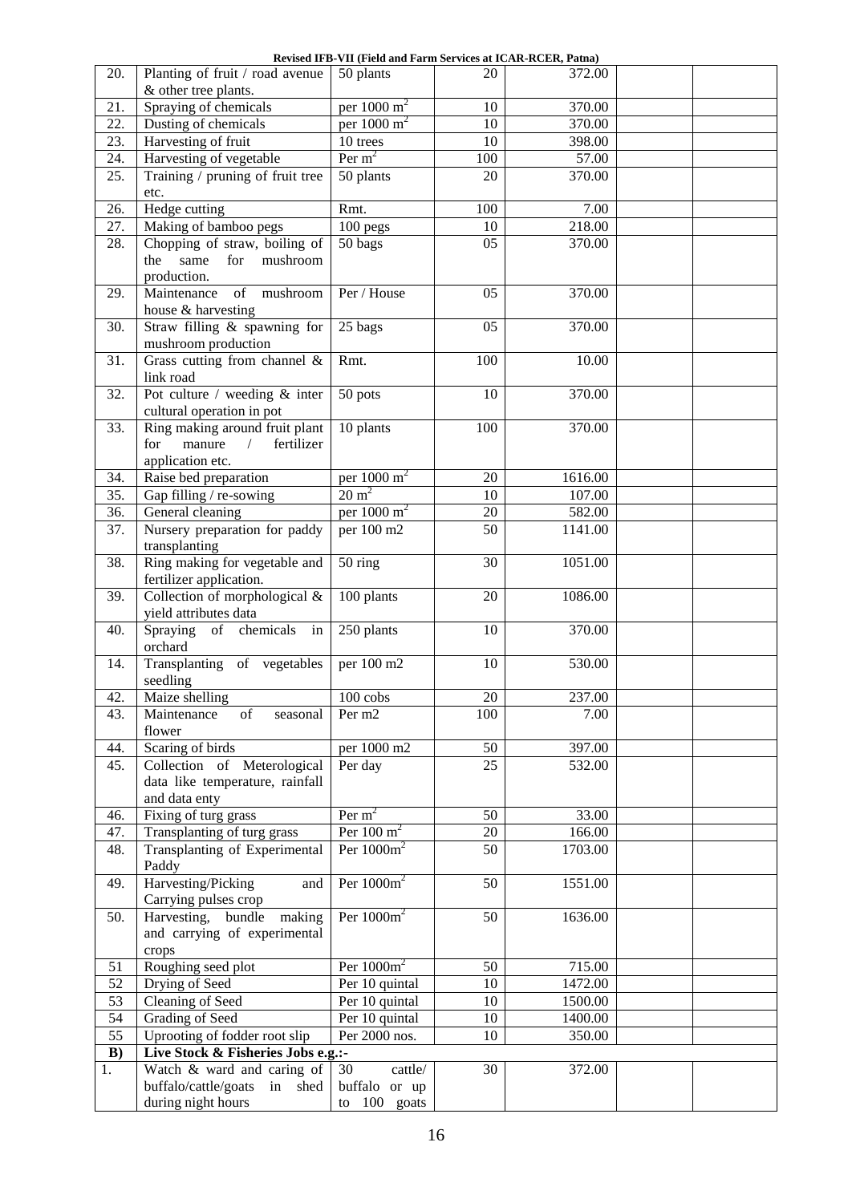**Revised IFB-VII (Field and Farm Services at ICAR-RCER, Patna)**

| | | | | | | |
|---|---|---|---|---|---|---|
| 20. | Planting of fruit / road avenue & other tree plants. | 50 plants | 20 | 372.00 | | |
| 21. | Spraying of chemicals | per 1000 $m^2$ | 10 | 370.00 | | |
| 22. | Dusting of chemicals | per 1000 $m^2$ | 10 | 370.00 | | |
| 23. | Harvesting of fruit | 10 trees | 10 | 398.00 | | |
| 24. | Harvesting of vegetable | Per $m^2$ | 100 | 57.00 | | |
| 25. | Training / pruning of fruit tree etc. | 50 plants | 20 | 370.00 | | |
| 26. | Hedge cutting | Rmt. | 100 | 7.00 | | |
| 27. | Making of bamboo pegs | 100 pegs | 10 | 218.00 | | |
| 28. | Chopping of straw, boiling of the same for mushroom production. | 50 bags | 05 | 370.00 | | |
| 29. | Maintenance of mushroom house & harvesting | Per / House | 05 | 370.00 | | |
| 30. | Straw filling & spawning for mushroom production | 25 bags | 05 | 370.00 | | |
| 31. | Grass cutting from channel & link road | Rmt. | 100 | 10.00 | | |
| 32. | Pot culture / weeding & inter cultural operation in pot | 50 pots | 10 | 370.00 | | |
| 33. | Ring making around fruit plant for manure / fertilizer application etc. | 10 plants | 100 | 370.00 | | |
| 34. | Raise bed preparation | per 1000 $m^2$ | 20 | 1616.00 | | |
| 35. | Gap filling / re-sowing | 20 $m^2$ | 10 | 107.00 | | |
| 36. | General cleaning | per 1000 $m^2$ | 20 | 582.00 | | |
| 37. | Nursery preparation for paddy transplanting | per 100 m2 | 50 | 1141.00 | | |
| 38. | Ring making for vegetable and fertilizer application. | 50 ring | 30 | 1051.00 | | |
| 39. | Collection of morphological & yield attributes data | 100 plants | 20 | 1086.00 | | |
| 40. | Spraying of chemicals in orchard | 250 plants | 10 | 370.00 | | |
| 14. | Transplanting of vegetables seedling | per 100 m2 | 10 | 530.00 | | |
| 42. | Maize shelling | 100 cobs | 20 | 237.00 | | |
| 43. | Maintenance of seasonal flower | Per m2 | 100 | 7.00 | | |
| 44. | Scaring of birds | per 1000 m2 | 50 | 397.00 | | |
| 45. | Collection of Meterological data like temperature, rainfall and data enty | Per day | 25 | 532.00 | | |
| 46. | Fixing of turg grass | Per $m^2$ | 50 | 33.00 | | |
| 47. | Transplanting of turg grass | Per 100 $m^2$ | 20 | 166.00 | | |
| 48. | Transplanting of Experimental Paddy | Per 1000$m^2$ | 50 | 1703.00 | | |
| 49. | Harvesting/Picking and Carrying pulses crop | Per 1000$m^2$ | 50 | 1551.00 | | |
| 50. | Harvesting, bundle making and carrying of experimental crops | Per 1000$m^2$ | 50 | 1636.00 | | |
| 51 | Roughing seed plot | Per 1000$m^2$ | 50 | 715.00 | | |
| 52 | Drying of Seed | Per 10 quintal | 10 | 1472.00 | | |
| 53 | Cleaning of Seed | Per 10 quintal | 10 | 1500.00 | | |
| 54 | Grading of Seed | Per 10 quintal | 10 | 1400.00 | | |
| 55 | Uprooting of fodder root slip | Per 2000 nos. | 10 | 350.00 | | |
| **B)** | **Live Stock & Fisheries Jobs e.g.:-** | | | | | |
| 1. | Watch & ward and caring of buffalo/cattle/goats in shed during night hours | 30 cattle/ buffalo or up to 100 goats | 30 | 372.00 | | |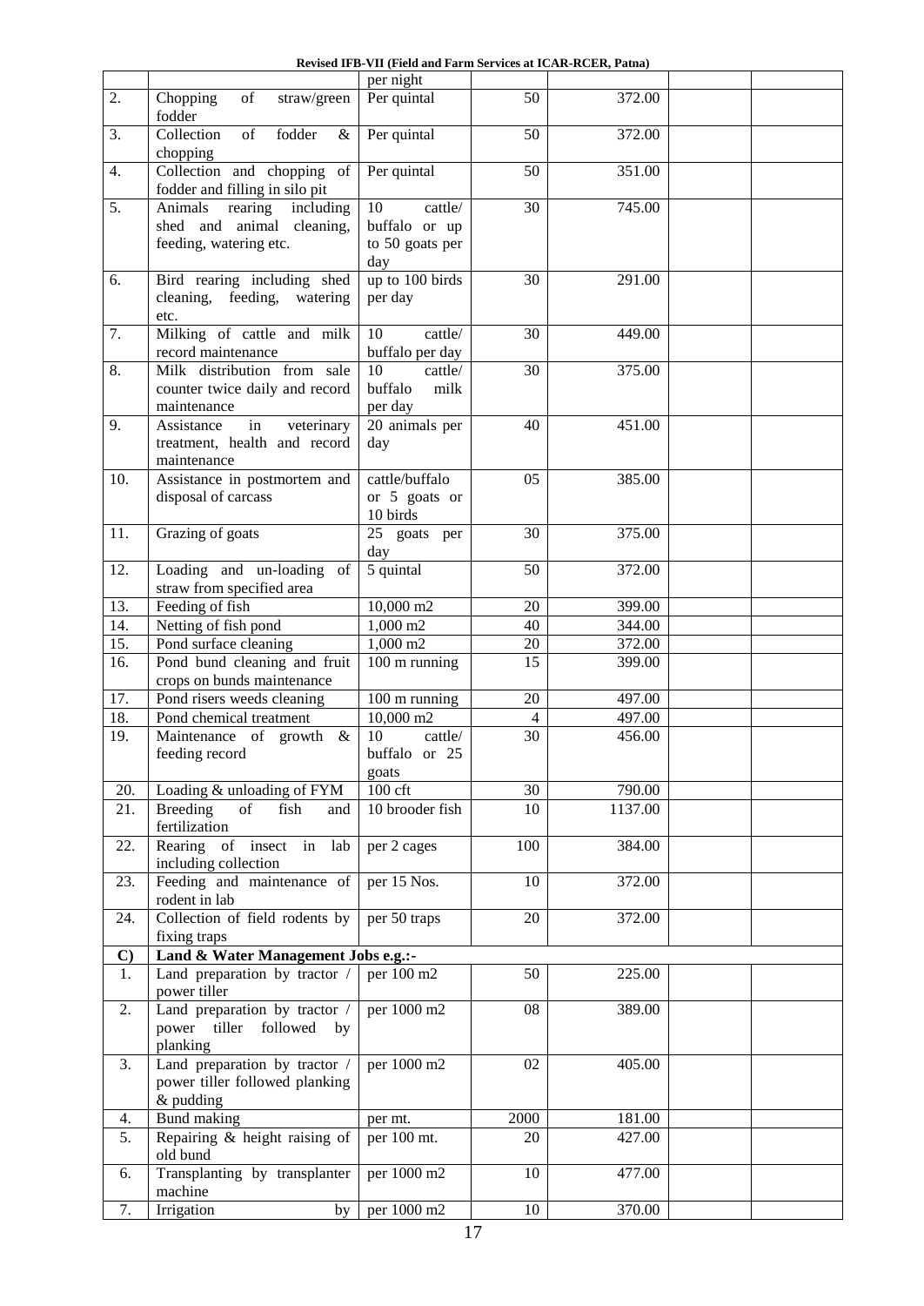**Revised IFB-VII (Field and Farm Services at ICAR-RCER, Patna)**

| | | | | | | |
|---|---|---|---|---|---|---|
| | | per night | | | | |
| 2. | Chopping of straw/green fodder | Per quintal | 50 | 372.00 | | |
| 3. | Collection of fodder & chopping | Per quintal | 50 | 372.00 | | |
| 4. | Collection and chopping of fodder and filling in silo pit | Per quintal | 50 | 351.00 | | |
| 5. | Animals rearing including shed and animal cleaning, feeding, watering etc. | 10 cattle/ buffalo or up to 50 goats per day | 30 | 745.00 | | |
| 6. | Bird rearing including shed cleaning, feeding, watering etc. | up to 100 birds per day | 30 | 291.00 | | |
| 7. | Milking of cattle and milk record maintenance | 10 cattle/ buffalo per day | 30 | 449.00 | | |
| 8. | Milk distribution from sale counter twice daily and record maintenance | 10 cattle/ buffalo milk per day | 30 | 375.00 | | |
| 9. | Assistance in veterinary treatment, health and record maintenance | 20 animals per day | 40 | 451.00 | | |
| 10. | Assistance in postmortem and disposal of carcass | cattle/buffalo or 5 goats or 10 birds | 05 | 385.00 | | |
| 11. | Grazing of goats | 25 goats per day | 30 | 375.00 | | |
| 12. | Loading and un-loading of straw from specified area | 5 quintal | 50 | 372.00 | | |
| 13. | Feeding of fish | 10,000 m2 | 20 | 399.00 | | |
| 14. | Netting of fish pond | 1,000 m2 | 40 | 344.00 | | |
| 15. | Pond surface cleaning | 1,000 m2 | 20 | 372.00 | | |
| 16. | Pond bund cleaning and fruit crops on bunds maintenance | 100 m running | 15 | 399.00 | | |
| 17. | Pond risers weeds cleaning | 100 m running | 20 | 497.00 | | |
| 18. | Pond chemical treatment | 10,000 m2 | 4 | 497.00 | | |
| 19. | Maintenance of growth & feeding record | 10 cattle/ buffalo or 25 goats | 30 | 456.00 | | |
| 20. | Loading & unloading of FYM | 100 cft | 30 | 790.00 | | |
| 21. | Breeding of fish and fertilization | 10 brooder fish | 10 | 1137.00 | | |
| 22. | Rearing of insect in lab including collection | per 2 cages | 100 | 384.00 | | |
| 23. | Feeding and maintenance of rodent in lab | per 15 Nos. | 10 | 372.00 | | |
| 24. | Collection of field rodents by fixing traps | per 50 traps | 20 | 372.00 | | |
| **C)** | **Land & Water Management Jobs e.g.:-** | | | | | |
| 1. | Land preparation by tractor / power tiller | per 100 m2 | 50 | 225.00 | | |
| 2. | Land preparation by tractor / power tiller followed by planking | per 1000 m2 | 08 | 389.00 | | |
| 3. | Land preparation by tractor / power tiller followed planking & pudding | per 1000 m2 | 02 | 405.00 | | |
| 4. | Bund making | per mt. | 2000 | 181.00 | | |
| 5. | Repairing & height raising of old bund | per 100 mt. | 20 | 427.00 | | |
| 6. | Transplanting by transplanter machine | per 1000 m2 | 10 | 477.00 | | |
| 7. | Irrigation by | per 1000 m2 | 10 | 370.00 | | |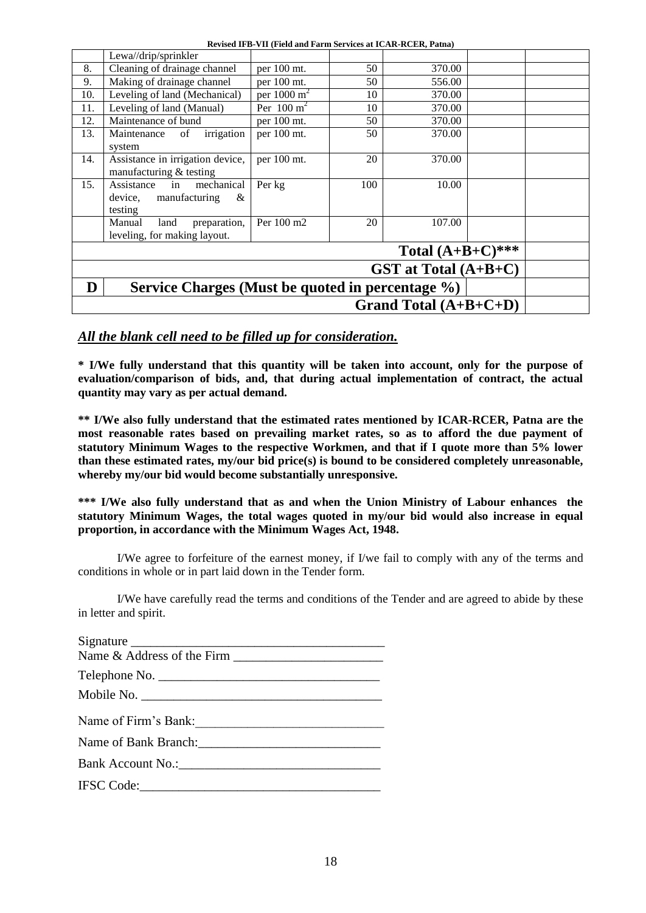| | | | | | | |
|---|---|---|---|---|---|---|
| | Lewa//drip/sprinkler | | | | | |
| 8. | Cleaning of drainage channel | per 100 mt. | 50 | 370.00 | | |
| 9. | Making of drainage channel | per 100 mt. | 50 | 556.00 | | |
| 10. | Leveling of land (Mechanical) | per 1000 $m^2$ | 10 | 370.00 | | |
| 11. | Leveling of land (Manual) | Per 100 $m^2$ | 10 | 370.00 | | |
| 12. | Maintenance of bund | per 100 mt. | 50 | 370.00 | | |
| 13. | Maintenance of irrigation system | per 100 mt. | 50 | 370.00 | | |
| 14. | Assistance in irrigation device, manufacturing & testing | per 100 mt. | 20 | 370.00 | | |
| 15. | Assistance in mechanical device, manufacturing & testing | Per kg | 100 | 10.00 | | |
| | Manual land preparation, leveling, for making layout. | Per 100 m2 | 20 | 107.00 | | |
| **Total (A+B+C)*** ** | | | | | | |
| **GST at Total (A+B+C)** | | | | | | |
| **D** | **Service Charges (Must be quoted in percentage %)** | | | | | |
| **Grand Total (A+B+C+D)** | | | | | | |

***All the blank cell need to be filled up for consideration.***

**\* I/We fully understand that this quantity will be taken into account, only for the purpose of evaluation/comparison of bids, and, that during actual implementation of contract, the actual quantity may vary as per actual demand.**

**\*\* I/We also fully understand that the estimated rates mentioned by ICAR-RCER, Patna are the most reasonable rates based on prevailing market rates, so as to afford the due payment of statutory Minimum Wages to the respective Workmen, and that if I quote more than 5% lower than these estimated rates, my/our bid price(s) is bound to be considered completely unreasonable, whereby my/our bid would become substantially unresponsive.**

**\*\*\* I/We also fully understand that as and when the Union Ministry of Labour enhances the statutory Minimum Wages, the total wages quoted in my/our bid would also increase in equal proportion, in accordance with the Minimum Wages Act, 1948.**

I/We agree to forfeiture of the earnest money, if I/we fail to comply with any of the terms and conditions in whole or in part laid down in the Tender form.

I/We have carefully read the terms and conditions of the Tender and are agreed to abide by these in letter and spirit.

Signature _______________________________________
Name & Address of the Firm _______________________

Telephone No. _________________________________

Mobile No. ____________________________________

Name of Firm's Bank:_____________________________

Name of Bank Branch:____________________________

Bank Account No.:_______________________________

IFSC Code:____________________________________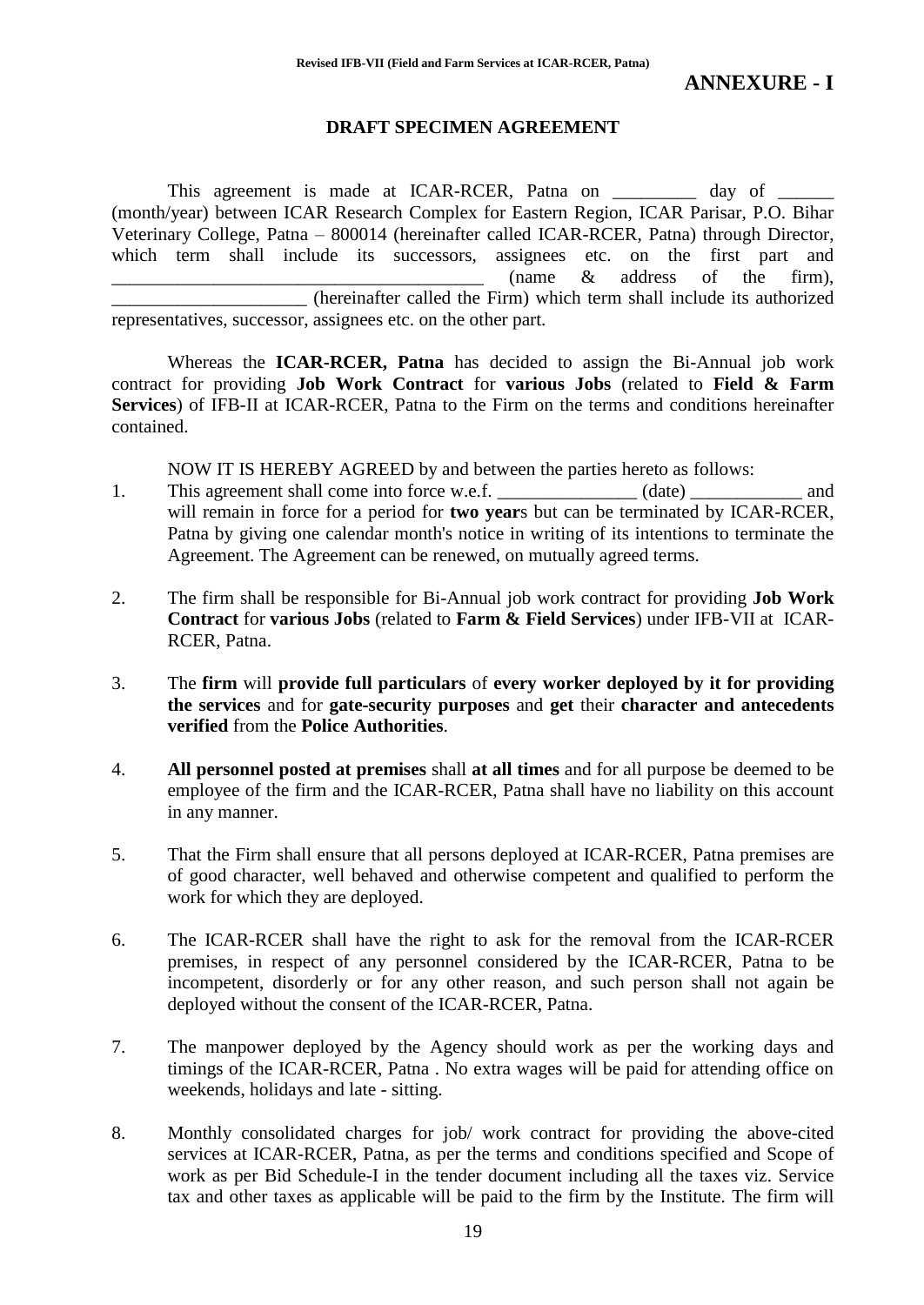# ANNEXURE - I

## DRAFT SPECIMEN AGREEMENT

This agreement is made at ICAR-RCER, Patna on _________ day of ______ (month/year) between ICAR Research Complex for Eastern Region, ICAR Parisar, P.O. Bihar Veterinary College, Patna – 800014 (hereinafter called ICAR-RCER, Patna) through Director, which term shall include its successors, assignees etc. on the first part and _________________________________________ (name & address of the firm), _____________________ (hereinafter called the Firm) which term shall include its authorized representatives, successor, assignees etc. on the other part.

Whereas the **ICAR-RCER, Patna** has decided to assign the Bi-Annual job work contract for providing **Job Work Contract** for **various Jobs** (related to **Field & Farm Services**) of IFB-II at ICAR-RCER, Patna to the Firm on the terms and conditions hereinafter contained.

NOW IT IS HEREBY AGREED by and between the parties hereto as follows:

1. This agreement shall come into force w.e.f. _______________ (date) ____________ and will remain in force for a period for **two year**s but can be terminated by ICAR-RCER, Patna by giving one calendar month's notice in writing of its intentions to terminate the Agreement. The Agreement can be renewed, on mutually agreed terms.

2. The firm shall be responsible for Bi-Annual job work contract for providing **Job Work Contract** for **various Jobs** (related to **Farm & Field Services**) under IFB-VII at ICAR-RCER, Patna.

3. The **firm** will **provide full particulars** of **every worker deployed by it for providing the services** and for **gate-security purposes** and **get** their **character and antecedents verified** from the **Police Authorities**.

4. **All personnel posted at premises** shall **at all times** and for all purpose be deemed to be employee of the firm and the ICAR-RCER, Patna shall have no liability on this account in any manner.

5. That the Firm shall ensure that all persons deployed at ICAR-RCER, Patna premises are of good character, well behaved and otherwise competent and qualified to perform the work for which they are deployed.

6. The ICAR-RCER shall have the right to ask for the removal from the ICAR-RCER premises, in respect of any personnel considered by the ICAR-RCER, Patna to be incompetent, disorderly or for any other reason, and such person shall not again be deployed without the consent of the ICAR-RCER, Patna.

7. The manpower deployed by the Agency should work as per the working days and timings of the ICAR-RCER, Patna . No extra wages will be paid for attending office on weekends, holidays and late - sitting.

8. Monthly consolidated charges for job/ work contract for providing the above-cited services at ICAR-RCER, Patna, as per the terms and conditions specified and Scope of work as per Bid Schedule-I in the tender document including all the taxes viz. Service tax and other taxes as applicable will be paid to the firm by the Institute. The firm will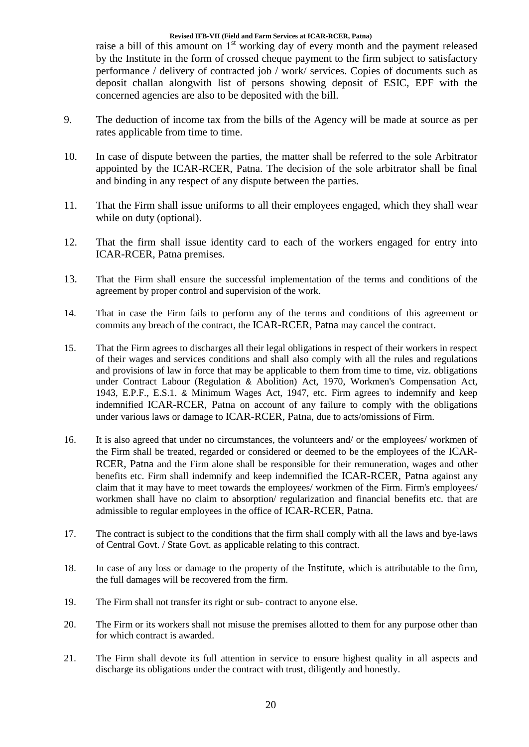raise a bill of this amount on 1st working day of every month and the payment released by the Institute in the form of crossed cheque payment to the firm subject to satisfactory performance / delivery of contracted job / work/ services. Copies of documents such as deposit challan alongwith list of persons showing deposit of ESIC, EPF with the concerned agencies are also to be deposited with the bill.

9. The deduction of income tax from the bills of the Agency will be made at source as per rates applicable from time to time.

10. In case of dispute between the parties, the matter shall be referred to the sole Arbitrator appointed by the ICAR-RCER, Patna. The decision of the sole arbitrator shall be final and binding in any respect of any dispute between the parties.

11. That the Firm shall issue uniforms to all their employees engaged, which they shall wear while on duty (optional).

12. That the firm shall issue identity card to each of the workers engaged for entry into ICAR-RCER, Patna premises.

13. That the Firm shall ensure the successful implementation of the terms and conditions of the agreement by proper control and supervision of the work.

14. That in case the Firm fails to perform any of the terms and conditions of this agreement or commits any breach of the contract, the ICAR-RCER, Patna may cancel the contract.

15. That the Firm agrees to discharges all their legal obligations in respect of their workers in respect of their wages and services conditions and shall also comply with all the rules and regulations and provisions of law in force that may be applicable to them from time to time, viz. obligations under Contract Labour (Regulation & Abolition) Act, 1970, Workmen's Compensation Act, 1943, E.P.F., E.S.1. & Minimum Wages Act, 1947, etc. Firm agrees to indemnify and keep indemnified ICAR-RCER, Patna on account of any failure to comply with the obligations under various laws or damage to ICAR-RCER, Patna, due to acts/omissions of Firm.

16. It is also agreed that under no circumstances, the volunteers and/ or the employees/ workmen of the Firm shall be treated, regarded or considered or deemed to be the employees of the ICAR-RCER, Patna and the Firm alone shall be responsible for their remuneration, wages and other benefits etc. Firm shall indemnify and keep indemnified the ICAR-RCER, Patna against any claim that it may have to meet towards the employees/ workmen of the Firm. Firm's employees/ workmen shall have no claim to absorption/ regularization and financial benefits etc. that are admissible to regular employees in the office of ICAR-RCER, Patna.

17. The contract is subject to the conditions that the firm shall comply with all the laws and bye-laws of Central Govt. / State Govt. as applicable relating to this contract.

18. In case of any loss or damage to the property of the Institute, which is attributable to the firm, the full damages will be recovered from the firm.

19. The Firm shall not transfer its right or sub- contract to anyone else.

20. The Firm or its workers shall not misuse the premises allotted to them for any purpose other than for which contract is awarded.

21. The Firm shall devote its full attention in service to ensure highest quality in all aspects and discharge its obligations under the contract with trust, diligently and honestly.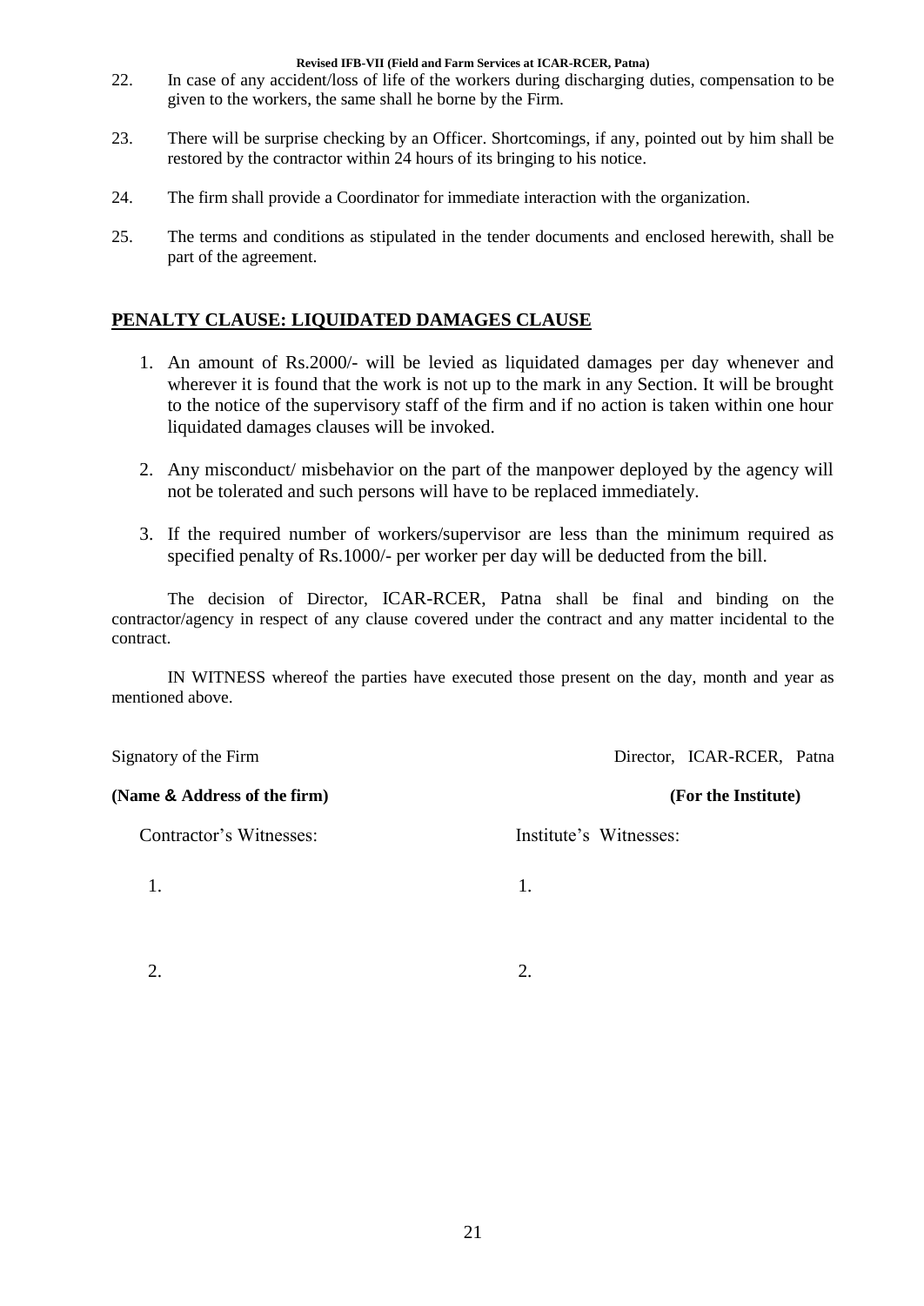22. In case of any accident/loss of life of the workers during discharging duties, compensation to be given to the workers, the same shall he borne by the Firm.

23. There will be surprise checking by an Officer. Shortcomings, if any, pointed out by him shall be restored by the contractor within 24 hours of its bringing to his notice.

24. The firm shall provide a Coordinator for immediate interaction with the organization.

25. The terms and conditions as stipulated in the tender documents and enclosed herewith, shall be part of the agreement.

## PENALTY CLAUSE: LIQUIDATED DAMAGES CLAUSE

1. An amount of Rs.2000/- will be levied as liquidated damages per day whenever and wherever it is found that the work is not up to the mark in any Section. It will be brought to the notice of the supervisory staff of the firm and if no action is taken within one hour liquidated damages clauses will be invoked.

2. Any misconduct/ misbehavior on the part of the manpower deployed by the agency will not be tolerated and such persons will have to be replaced immediately.

3. If the required number of workers/supervisor are less than the minimum required as specified penalty of Rs.1000/- per worker per day will be deducted from the bill.

The decision of Director, ICAR-RCER, Patna shall be final and binding on the contractor/agency in respect of any clause covered under the contract and any matter incidental to the contract.

IN WITNESS whereof the parties have executed those present on the day, month and year as mentioned above.

Signatory of the Firm

**(Name & Address of the firm)**

Director, ICAR-RCER, Patna

**(For the Institute)**

Contractor's Witnesses:

1.

2.

Institute's Witnesses:

1.

2.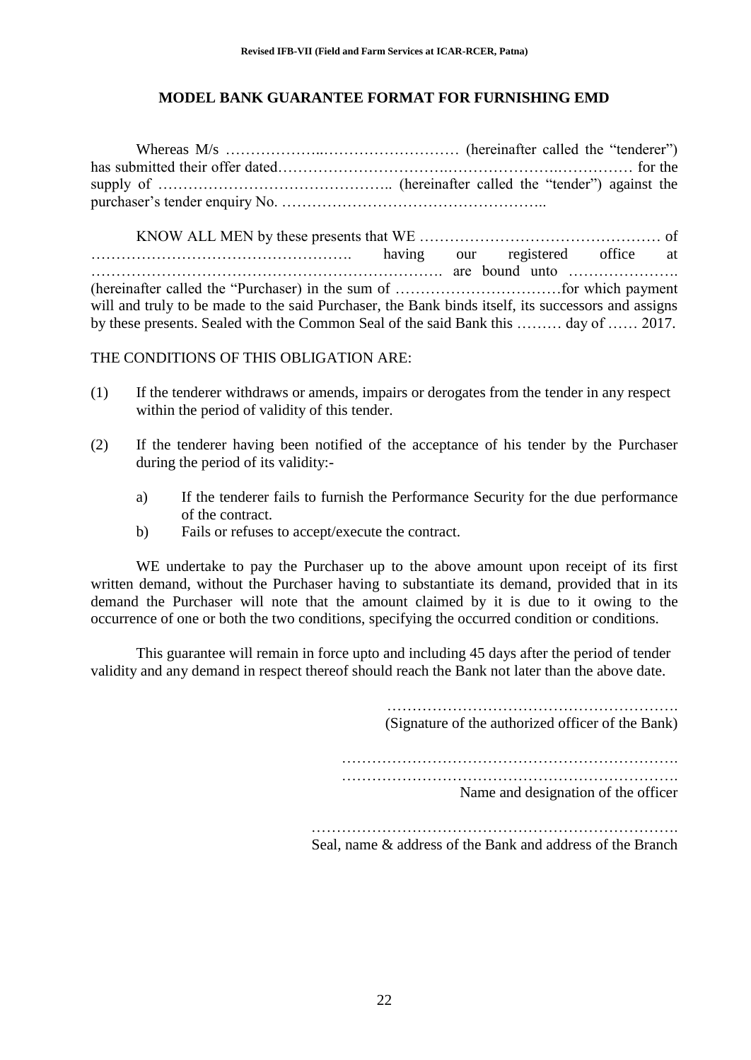## MODEL BANK GUARANTEE FORMAT FOR FURNISHING EMD

Whereas M/s ………………..……………………… (hereinafter called the "tenderer") has submitted their offer dated……………………………..………………….…………… for the supply of ……………………………………….. (hereinafter called the "tender") against the purchaser's tender enquiry No. ……………………………………………..

KNOW ALL MEN by these presents that WE ………………………………………… of ……………………………………………. having our registered office at ……………………………………………………………. are bound unto …………………. (hereinafter called the "Purchaser) in the sum of ……………………………for which payment will and truly to be made to the said Purchaser, the Bank binds itself, its successors and assigns by these presents. Sealed with the Common Seal of the said Bank this ……… day of …… 2017.

THE CONDITIONS OF THIS OBLIGATION ARE:

(1) If the tenderer withdraws or amends, impairs or derogates from the tender in any respect within the period of validity of this tender.

(2) If the tenderer having been notified of the acceptance of his tender by the Purchaser during the period of its validity:-

   a) If the tenderer fails to furnish the Performance Security for the due performance of the contract.

   b) Fails or refuses to accept/execute the contract.

WE undertake to pay the Purchaser up to the above amount upon receipt of its first written demand, without the Purchaser having to substantiate its demand, provided that in its demand the Purchaser will note that the amount claimed by it is due to it owing to the occurrence of one or both the two conditions, specifying the occurred condition or conditions.

This guarantee will remain in force upto and including 45 days after the period of tender validity and any demand in respect thereof should reach the Bank not later than the above date.

…………………………………………………. 
(Signature of the authorized officer of the Bank)

………………………………………………………….
………………………………………………………….
Name and designation of the officer

……………………………………………………………….
Seal, name & address of the Bank and address of the Branch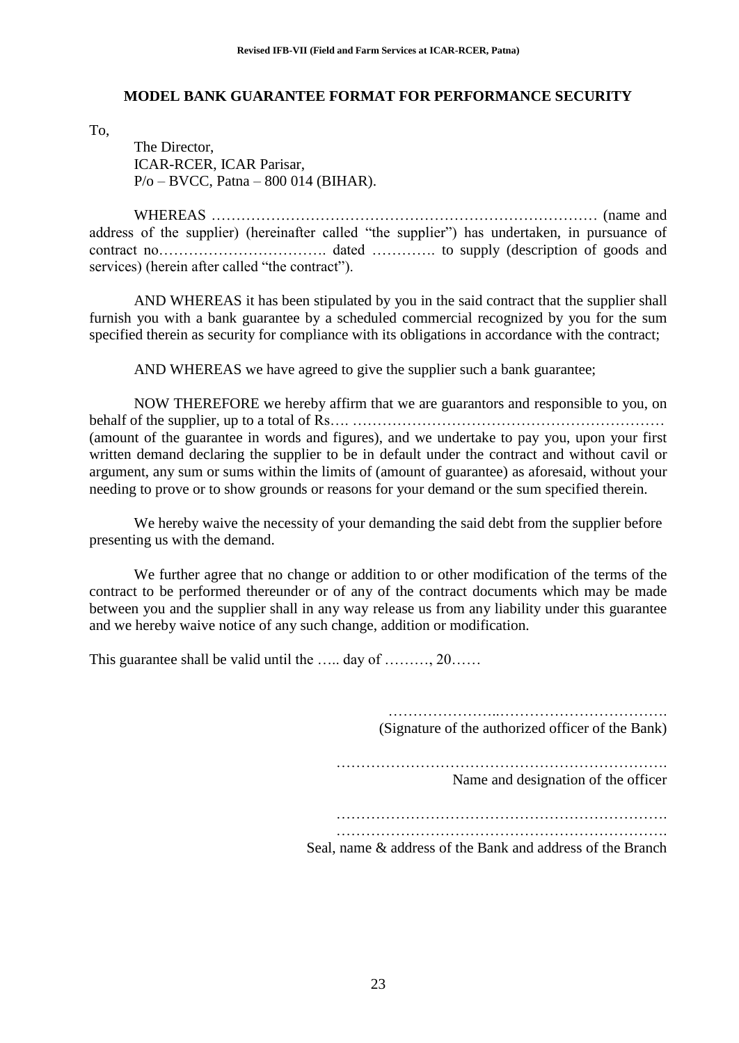## MODEL BANK GUARANTEE FORMAT FOR PERFORMANCE SECURITY

To,

The Director,
ICAR-RCER, ICAR Parisar,
P/o – BVCC, Patna – 800 014 (BIHAR).

WHEREAS ……………………………………………………………………… (name and address of the supplier) (hereinafter called "the supplier") has undertaken, in pursuance of contract no……………………………. dated …………. to supply (description of goods and services) (herein after called "the contract").

AND WHEREAS it has been stipulated by you in the said contract that the supplier shall furnish you with a bank guarantee by a scheduled commercial recognized by you for the sum specified therein as security for compliance with its obligations in accordance with the contract;

AND WHEREAS we have agreed to give the supplier such a bank guarantee;

NOW THEREFORE we hereby affirm that we are guarantors and responsible to you, on behalf of the supplier, up to a total of Rs…. ……………………………………………………… (amount of the guarantee in words and figures), and we undertake to pay you, upon your first written demand declaring the supplier to be in default under the contract and without cavil or argument, any sum or sums within the limits of (amount of guarantee) as aforesaid, without your needing to prove or to show grounds or reasons for your demand or the sum specified therein.

We hereby waive the necessity of your demanding the said debt from the supplier before presenting us with the demand.

We further agree that no change or addition to or other modification of the terms of the contract to be performed thereunder or of any of the contract documents which may be made between you and the supplier shall in any way release us from any liability under this guarantee and we hereby waive notice of any such change, addition or modification.

This guarantee shall be valid until the ….. day of ………, 20……

…………………..…………………………….
(Signature of the authorized officer of the Bank)

………………………………………………………….
Name and designation of the officer

………………………………………………………….
………………………………………………………….
Seal, name & address of the Bank and address of the Branch